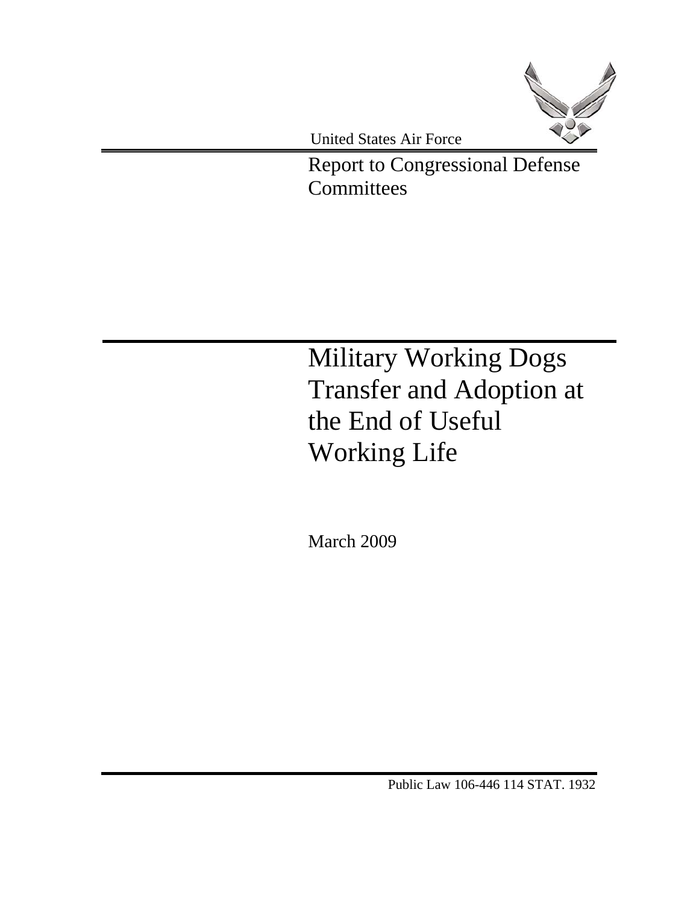United States Air Force

Report to Congressional Defense Committees

# Military Working Dogs Transfer and Adoption at the End of Useful Working Life

March 2009

Public Law 106-446 114 STAT. 1932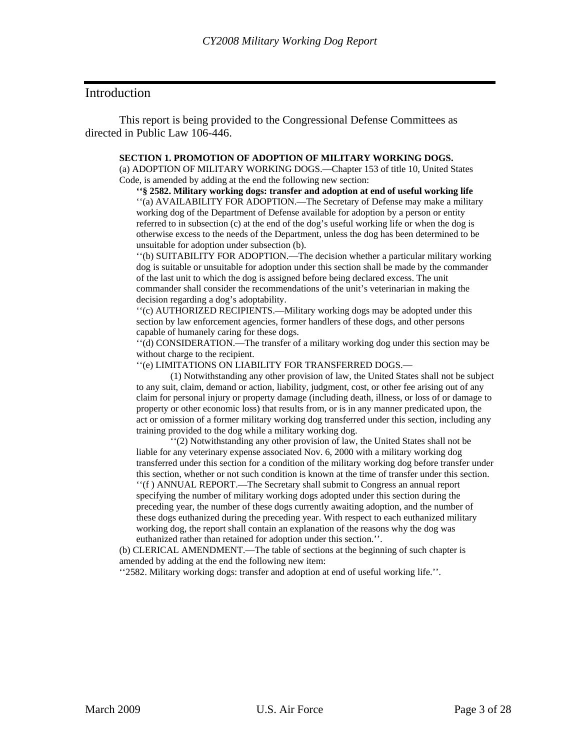# Introduction

This report is being provided to the Congressional Defense Committees as directed in Public Law 106-446.

**SECTION 1. PROMOTION OF ADOPTION OF MILITARY WORKING DOGS.**
(a) ADOPTION OF MILITARY WORKING DOGS.—Chapter 153 of title 10, United States Code, is amended by adding at the end the following new section:

**''§ 2582. Military working dogs: transfer and adoption at end of useful working life**
''(a) AVAILABILITY FOR ADOPTION.—The Secretary of Defense may make a military working dog of the Department of Defense available for adoption by a person or entity referred to in subsection (c) at the end of the dog's useful working life or when the dog is otherwise excess to the needs of the Department, unless the dog has been determined to be unsuitable for adoption under subsection (b).
''(b) SUITABILITY FOR ADOPTION.—The decision whether a particular military working dog is suitable or unsuitable for adoption under this section shall be made by the commander of the last unit to which the dog is assigned before being declared excess. The unit commander shall consider the recommendations of the unit's veterinarian in making the decision regarding a dog's adoptability.
''(c) AUTHORIZED RECIPIENTS.—Military working dogs may be adopted under this section by law enforcement agencies, former handlers of these dogs, and other persons capable of humanely caring for these dogs.
''(d) CONSIDERATION.—The transfer of a military working dog under this section may be without charge to the recipient.
''(e) LIMITATIONS ON LIABILITY FOR TRANSFERRED DOGS.—

(1) Notwithstanding any other provision of law, the United States shall not be subject to any suit, claim, demand or action, liability, judgment, cost, or other fee arising out of any claim for personal injury or property damage (including death, illness, or loss of or damage to property or other economic loss) that results from, or is in any manner predicated upon, the act or omission of a former military working dog transferred under this section, including any training provided to the dog while a military working dog.

''(2) Notwithstanding any other provision of law, the United States shall not be liable for any veterinary expense associated Nov. 6, 2000 with a military working dog transferred under this section for a condition of the military working dog before transfer under this section, whether or not such condition is known at the time of transfer under this section.

''(f ) ANNUAL REPORT.—The Secretary shall submit to Congress an annual report specifying the number of military working dogs adopted under this section during the preceding year, the number of these dogs currently awaiting adoption, and the number of these dogs euthanized during the preceding year. With respect to each euthanized military working dog, the report shall contain an explanation of the reasons why the dog was euthanized rather than retained for adoption under this section.''.

(b) CLERICAL AMENDMENT.—The table of sections at the beginning of such chapter is amended by adding at the end the following new item:
''2582. Military working dogs: transfer and adoption at end of useful working life.''.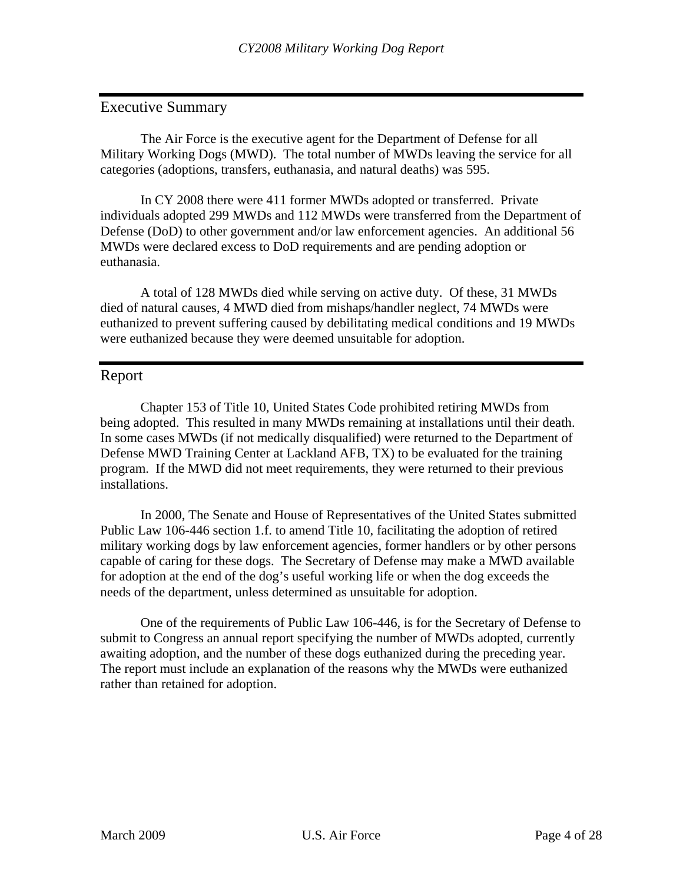## Executive Summary

The Air Force is the executive agent for the Department of Defense for all Military Working Dogs (MWD). The total number of MWDs leaving the service for all categories (adoptions, transfers, euthanasia, and natural deaths) was 595.

In CY 2008 there were 411 former MWDs adopted or transferred. Private individuals adopted 299 MWDs and 112 MWDs were transferred from the Department of Defense (DoD) to other government and/or law enforcement agencies. An additional 56 MWDs were declared excess to DoD requirements and are pending adoption or euthanasia.

A total of 128 MWDs died while serving on active duty. Of these, 31 MWDs died of natural causes, 4 MWD died from mishaps/handler neglect, 74 MWDs were euthanized to prevent suffering caused by debilitating medical conditions and 19 MWDs were euthanized because they were deemed unsuitable for adoption.

## Report

Chapter 153 of Title 10, United States Code prohibited retiring MWDs from being adopted. This resulted in many MWDs remaining at installations until their death. In some cases MWDs (if not medically disqualified) were returned to the Department of Defense MWD Training Center at Lackland AFB, TX) to be evaluated for the training program. If the MWD did not meet requirements, they were returned to their previous installations.

In 2000, The Senate and House of Representatives of the United States submitted Public Law 106-446 section 1.f. to amend Title 10, facilitating the adoption of retired military working dogs by law enforcement agencies, former handlers or by other persons capable of caring for these dogs. The Secretary of Defense may make a MWD available for adoption at the end of the dog's useful working life or when the dog exceeds the needs of the department, unless determined as unsuitable for adoption.

One of the requirements of Public Law 106-446, is for the Secretary of Defense to submit to Congress an annual report specifying the number of MWDs adopted, currently awaiting adoption, and the number of these dogs euthanized during the preceding year. The report must include an explanation of the reasons why the MWDs were euthanized rather than retained for adoption.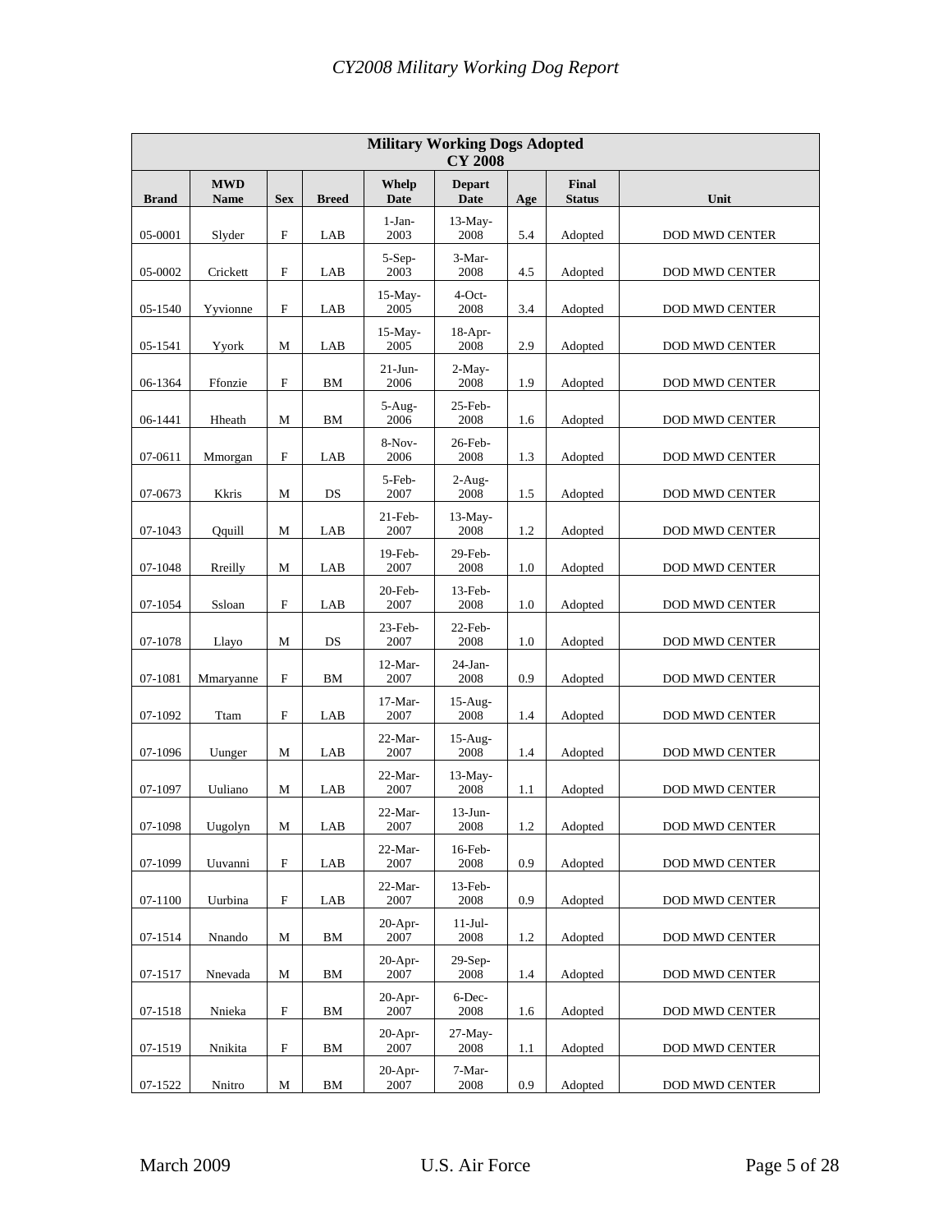| Military Working Dogs Adopted CY 2008 | | | | | | | | |
|---|---|---|---|---|---|---|---|---|
| **Brand** | **MWD Name** | **Sex** | **Breed** | **Whelp Date** | **Depart Date** | **Age** | **Final Status** | **Unit** |
| 05-0001 | Slyder | F | LAB | 1-Jan-2003 | 13-May-2008 | 5.4 | Adopted | DOD MWD CENTER |
| 05-0002 | Crickett | F | LAB | 5-Sep-2003 | 3-Mar-2008 | 4.5 | Adopted | DOD MWD CENTER |
| 05-1540 | Yyvionne | F | LAB | 15-May-2005 | 4-Oct-2008 | 3.4 | Adopted | DOD MWD CENTER |
| 05-1541 | Yyork | M | LAB | 15-May-2005 | 18-Apr-2008 | 2.9 | Adopted | DOD MWD CENTER |
| 06-1364 | Ffonzie | F | BM | 21-Jun-2006 | 2-May-2008 | 1.9 | Adopted | DOD MWD CENTER |
| 06-1441 | Hheath | M | BM | 5-Aug-2006 | 25-Feb-2008 | 1.6 | Adopted | DOD MWD CENTER |
| 07-0611 | Mmorgan | F | LAB | 8-Nov-2006 | 26-Feb-2008 | 1.3 | Adopted | DOD MWD CENTER |
| 07-0673 | Kkris | M | DS | 5-Feb-2007 | 2-Aug-2008 | 1.5 | Adopted | DOD MWD CENTER |
| 07-1043 | Qquill | M | LAB | 21-Feb-2007 | 13-May-2008 | 1.2 | Adopted | DOD MWD CENTER |
| 07-1048 | Rreilly | M | LAB | 19-Feb-2007 | 29-Feb-2008 | 1.0 | Adopted | DOD MWD CENTER |
| 07-1054 | Ssloan | F | LAB | 20-Feb-2007 | 13-Feb-2008 | 1.0 | Adopted | DOD MWD CENTER |
| 07-1078 | Llayo | M | DS | 23-Feb-2007 | 22-Feb-2008 | 1.0 | Adopted | DOD MWD CENTER |
| 07-1081 | Mmaryanne | F | BM | 12-Mar-2007 | 24-Jan-2008 | 0.9 | Adopted | DOD MWD CENTER |
| 07-1092 | Ttam | F | LAB | 17-Mar-2007 | 15-Aug-2008 | 1.4 | Adopted | DOD MWD CENTER |
| 07-1096 | Uunger | M | LAB | 22-Mar-2007 | 15-Aug-2008 | 1.4 | Adopted | DOD MWD CENTER |
| 07-1097 | Uuliano | M | LAB | 22-Mar-2007 | 13-May-2008 | 1.1 | Adopted | DOD MWD CENTER |
| 07-1098 | Uugolyn | M | LAB | 22-Mar-2007 | 13-Jun-2008 | 1.2 | Adopted | DOD MWD CENTER |
| 07-1099 | Uuvanni | F | LAB | 22-Mar-2007 | 16-Feb-2008 | 0.9 | Adopted | DOD MWD CENTER |
| 07-1100 | Uurbina | F | LAB | 22-Mar-2007 | 13-Feb-2008 | 0.9 | Adopted | DOD MWD CENTER |
| 07-1514 | Nnando | M | BM | 20-Apr-2007 | 11-Jul-2008 | 1.2 | Adopted | DOD MWD CENTER |
| 07-1517 | Nnevada | M | BM | 20-Apr-2007 | 29-Sep-2008 | 1.4 | Adopted | DOD MWD CENTER |
| 07-1518 | Nnieka | F | BM | 20-Apr-2007 | 6-Dec-2008 | 1.6 | Adopted | DOD MWD CENTER |
| 07-1519 | Nnikita | F | BM | 20-Apr-2007 | 27-May-2008 | 1.1 | Adopted | DOD MWD CENTER |
| 07-1522 | Nnitro | M | BM | 20-Apr-2007 | 7-Mar-2008 | 0.9 | Adopted | DOD MWD CENTER |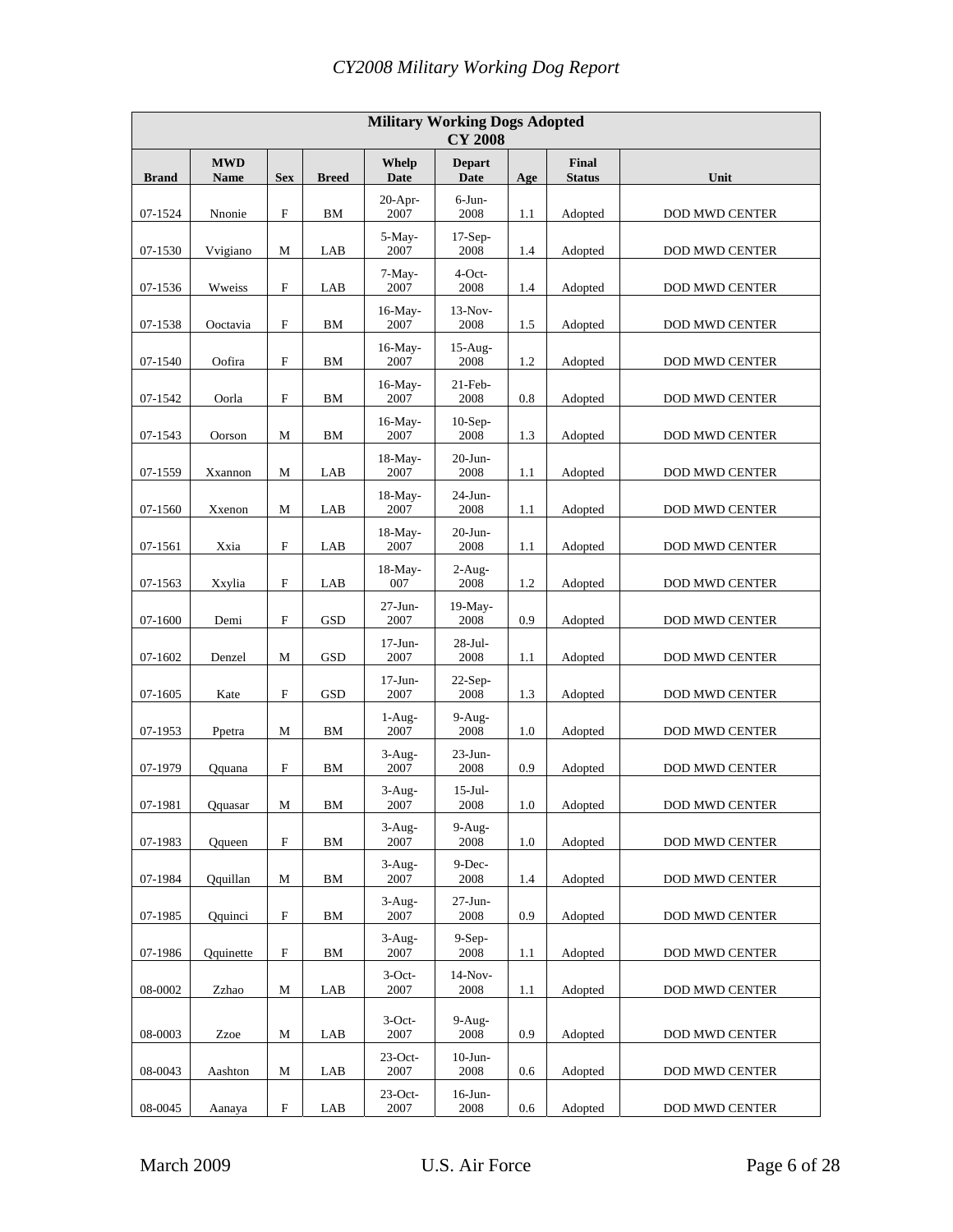# CY2008 Military Working Dog Report

| Military Working Dogs Adopted CY 2008 | | | | | | | | |
|---|---|---|---|---|---|---|---|---|
| **Brand** | **MWD Name** | **Sex** | **Breed** | **Whelp Date** | **Depart Date** | **Age** | **Final Status** | **Unit** |
| 07-1524 | Nnonie | F | BM | 20-Apr-2007 | 6-Jun-2008 | 1.1 | Adopted | DOD MWD CENTER |
| 07-1530 | Vvigiano | M | LAB | 5-May-2007 | 17-Sep-2008 | 1.4 | Adopted | DOD MWD CENTER |
| 07-1536 | Wweiss | F | LAB | 7-May-2007 | 4-Oct-2008 | 1.4 | Adopted | DOD MWD CENTER |
| 07-1538 | Ooctavia | F | BM | 16-May-2007 | 13-Nov-2008 | 1.5 | Adopted | DOD MWD CENTER |
| 07-1540 | Oofira | F | BM | 16-May-2007 | 15-Aug-2008 | 1.2 | Adopted | DOD MWD CENTER |
| 07-1542 | Oorla | F | BM | 16-May-2007 | 21-Feb-2008 | 0.8 | Adopted | DOD MWD CENTER |
| 07-1543 | Oorson | M | BM | 16-May-2007 | 10-Sep-2008 | 1.3 | Adopted | DOD MWD CENTER |
| 07-1559 | Xxannon | M | LAB | 18-May-2007 | 20-Jun-2008 | 1.1 | Adopted | DOD MWD CENTER |
| 07-1560 | Xxenon | M | LAB | 18-May-2007 | 24-Jun-2008 | 1.1 | Adopted | DOD MWD CENTER |
| 07-1561 | Xxia | F | LAB | 18-May-2007 | 20-Jun-2008 | 1.1 | Adopted | DOD MWD CENTER |
| 07-1563 | Xxylia | F | LAB | 18-May-007 | 2-Aug-2008 | 1.2 | Adopted | DOD MWD CENTER |
| 07-1600 | Demi | F | GSD | 27-Jun-2007 | 19-May-2008 | 0.9 | Adopted | DOD MWD CENTER |
| 07-1602 | Denzel | M | GSD | 17-Jun-2007 | 28-Jul-2008 | 1.1 | Adopted | DOD MWD CENTER |
| 07-1605 | Kate | F | GSD | 17-Jun-2007 | 22-Sep-2008 | 1.3 | Adopted | DOD MWD CENTER |
| 07-1953 | Ppetra | M | BM | 1-Aug-2007 | 9-Aug-2008 | 1.0 | Adopted | DOD MWD CENTER |
| 07-1979 | Qquana | F | BM | 3-Aug-2007 | 23-Jun-2008 | 0.9 | Adopted | DOD MWD CENTER |
| 07-1981 | Qquasar | M | BM | 3-Aug-2007 | 15-Jul-2008 | 1.0 | Adopted | DOD MWD CENTER |
| 07-1983 | Qqueen | F | BM | 3-Aug-2007 | 9-Aug-2008 | 1.0 | Adopted | DOD MWD CENTER |
| 07-1984 | Qquillan | M | BM | 3-Aug-2007 | 9-Dec-2008 | 1.4 | Adopted | DOD MWD CENTER |
| 07-1985 | Qquinci | F | BM | 3-Aug-2007 | 27-Jun-2008 | 0.9 | Adopted | DOD MWD CENTER |
| 07-1986 | Qquinette | F | BM | 3-Aug-2007 | 9-Sep-2008 | 1.1 | Adopted | DOD MWD CENTER |
| 08-0002 | Zzhao | M | LAB | 3-Oct-2007 | 14-Nov-2008 | 1.1 | Adopted | DOD MWD CENTER |
| 08-0003 | Zzoe | M | LAB | 3-Oct-2007 | 9-Aug-2008 | 0.9 | Adopted | DOD MWD CENTER |
| 08-0043 | Aashton | M | LAB | 23-Oct-2007 | 10-Jun-2008 | 0.6 | Adopted | DOD MWD CENTER |
| 08-0045 | Aanaya | F | LAB | 23-Oct-2007 | 16-Jun-2008 | 0.6 | Adopted | DOD MWD CENTER |

March 2009 U.S. Air Force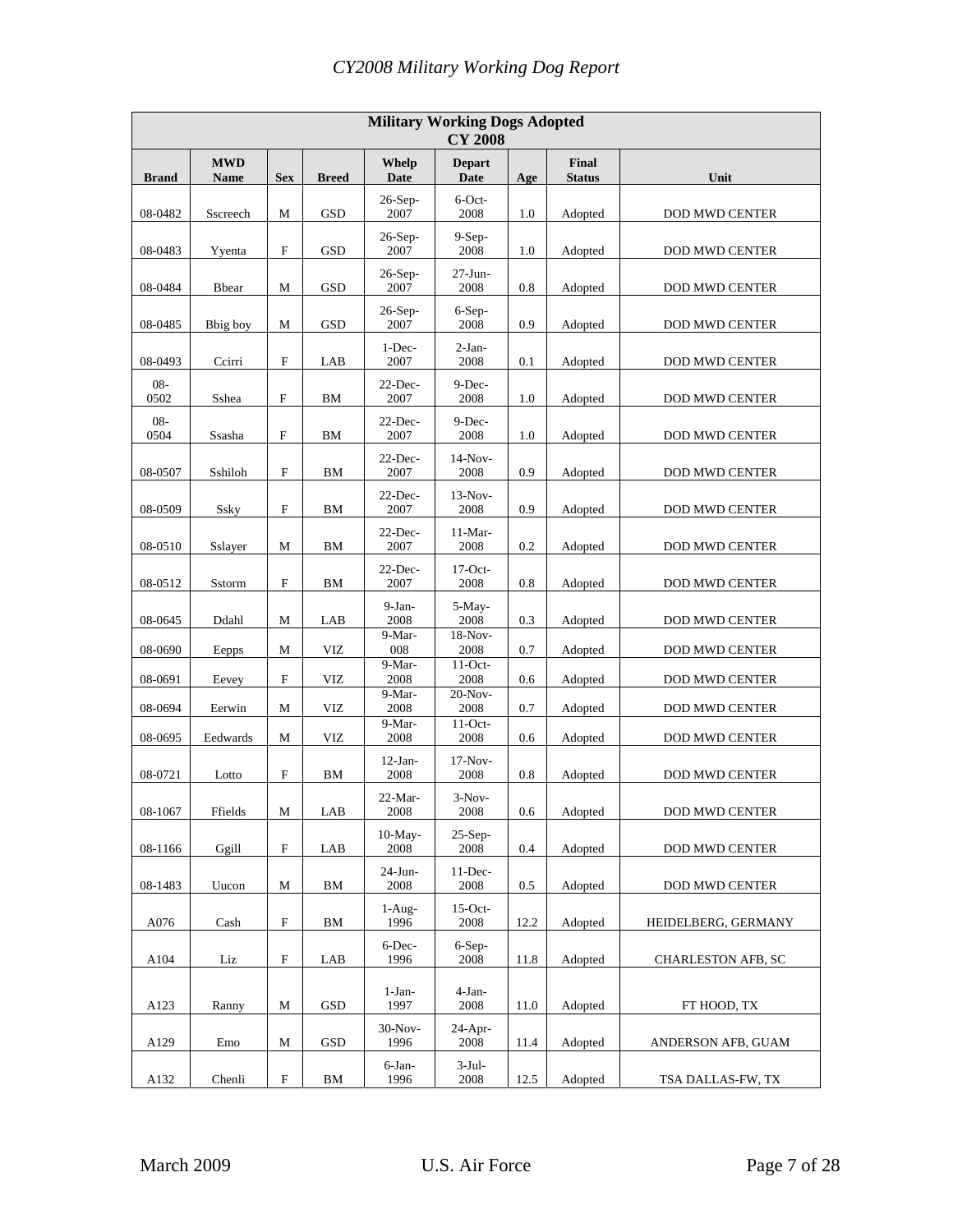| Military Working Dogs Adopted CY 2008 | | | | | | | | |
|---|---|---|---|---|---|---|---|---|
| **Brand** | **MWD Name** | **Sex** | **Breed** | **Whelp Date** | **Depart Date** | **Age** | **Final Status** | **Unit** |
| 08-0482 | Sscreech | M | GSD | 26-Sep-2007 | 6-Oct-2008 | 1.0 | Adopted | DOD MWD CENTER |
| 08-0483 | Yyenta | F | GSD | 26-Sep-2007 | 9-Sep-2008 | 1.0 | Adopted | DOD MWD CENTER |
| 08-0484 | Bbear | M | GSD | 26-Sep-2007 | 27-Jun-2008 | 0.8 | Adopted | DOD MWD CENTER |
| 08-0485 | Bbig boy | M | GSD | 26-Sep-2007 | 6-Sep-2008 | 0.9 | Adopted | DOD MWD CENTER |
| 08-0493 | Ccirri | F | LAB | 1-Dec-2007 | 2-Jan-2008 | 0.1 | Adopted | DOD MWD CENTER |
| 08-0502 | Sshea | F | BM | 22-Dec-2007 | 9-Dec-2008 | 1.0 | Adopted | DOD MWD CENTER |
| 08-0504 | Ssasha | F | BM | 22-Dec-2007 | 9-Dec-2008 | 1.0 | Adopted | DOD MWD CENTER |
| 08-0507 | Sshiloh | F | BM | 22-Dec-2007 | 14-Nov-2008 | 0.9 | Adopted | DOD MWD CENTER |
| 08-0509 | Ssky | F | BM | 22-Dec-2007 | 13-Nov-2008 | 0.9 | Adopted | DOD MWD CENTER |
| 08-0510 | Sslayer | M | BM | 22-Dec-2007 | 11-Mar-2008 | 0.2 | Adopted | DOD MWD CENTER |
| 08-0512 | Sstorm | F | BM | 22-Dec-2007 | 17-Oct-2008 | 0.8 | Adopted | DOD MWD CENTER |
| 08-0645 | Ddahl | M | LAB | 9-Jan-2008 | 5-May-2008 | 0.3 | Adopted | DOD MWD CENTER |
| 08-0690 | Eepps | M | VIZ | 9-Mar-008 | 18-Nov-2008 | 0.7 | Adopted | DOD MWD CENTER |
| 08-0691 | Eevey | F | VIZ | 9-Mar-2008 | 11-Oct-2008 | 0.6 | Adopted | DOD MWD CENTER |
| 08-0694 | Eerwin | M | VIZ | 9-Mar-2008 | 20-Nov-2008 | 0.7 | Adopted | DOD MWD CENTER |
| 08-0695 | Eedwards | M | VIZ | 9-Mar-2008 | 11-Oct-2008 | 0.6 | Adopted | DOD MWD CENTER |
| 08-0721 | Lotto | F | BM | 12-Jan-2008 | 17-Nov-2008 | 0.8 | Adopted | DOD MWD CENTER |
| 08-1067 | Ffields | M | LAB | 22-Mar-2008 | 3-Nov-2008 | 0.6 | Adopted | DOD MWD CENTER |
| 08-1166 | Ggill | F | LAB | 10-May-2008 | 25-Sep-2008 | 0.4 | Adopted | DOD MWD CENTER |
| 08-1483 | Uucon | M | BM | 24-Jun-2008 | 11-Dec-2008 | 0.5 | Adopted | DOD MWD CENTER |
| A076 | Cash | F | BM | 1-Aug-1996 | 15-Oct-2008 | 12.2 | Adopted | HEIDELBERG, GERMANY |
| A104 | Liz | F | LAB | 6-Dec-1996 | 6-Sep-2008 | 11.8 | Adopted | CHARLESTON AFB, SC |
| A123 | Ranny | M | GSD | 1-Jan-1997 | 4-Jan-2008 | 11.0 | Adopted | FT HOOD, TX |
| A129 | Emo | M | GSD | 30-Nov-1996 | 24-Apr-2008 | 11.4 | Adopted | ANDERSON AFB, GUAM |
| A132 | Chenli | F | BM | 6-Jan-1996 | 3-Jul-2008 | 12.5 | Adopted | TSA DALLAS-FW, TX |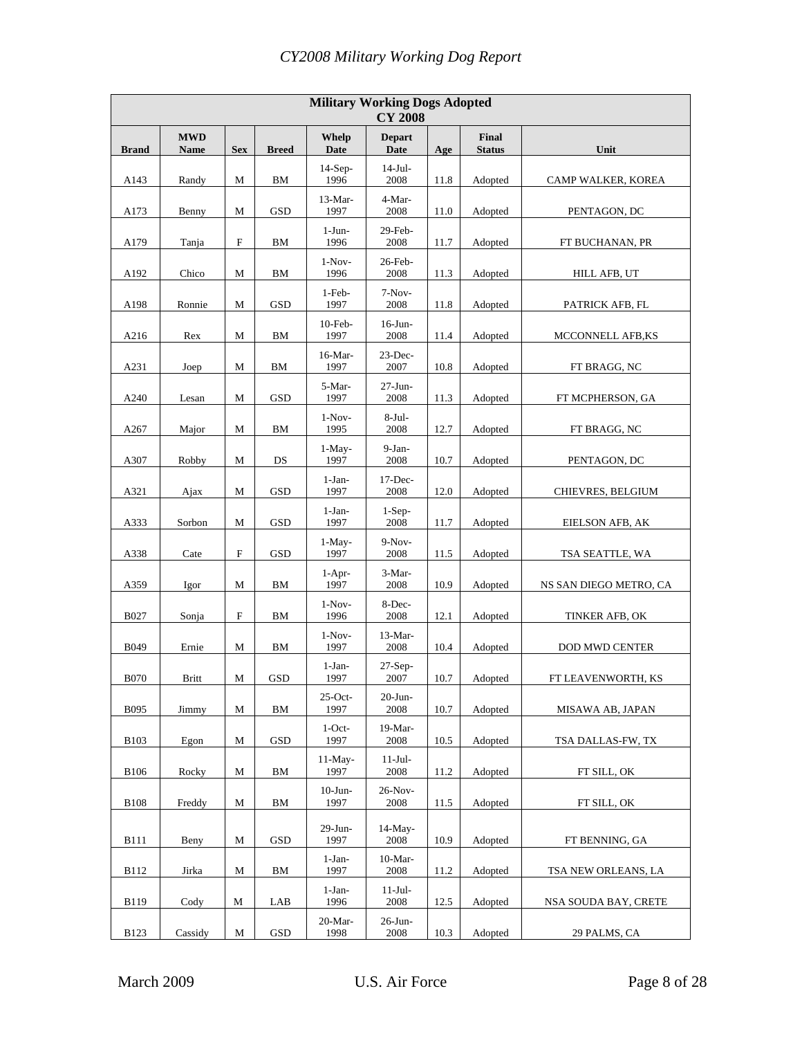| Military Working Dogs Adopted CY 2008 | | | | | | | | |
|---|---|---|---|---|---|---|---|---|
| **Brand** | **MWD Name** | **Sex** | **Breed** | **Whelp Date** | **Depart Date** | **Age** | **Final Status** | **Unit** |
| A143 | Randy | M | BM | 14-Sep-1996 | 14-Jul-2008 | 11.8 | Adopted | CAMP WALKER, KOREA |
| A173 | Benny | M | GSD | 13-Mar-1997 | 4-Mar-2008 | 11.0 | Adopted | PENTAGON, DC |
| A179 | Tanja | F | BM | 1-Jun-1996 | 29-Feb-2008 | 11.7 | Adopted | FT BUCHANAN, PR |
| A192 | Chico | M | BM | 1-Nov-1996 | 26-Feb-2008 | 11.3 | Adopted | HILL AFB, UT |
| A198 | Ronnie | M | GSD | 1-Feb-1997 | 7-Nov-2008 | 11.8 | Adopted | PATRICK AFB, FL |
| A216 | Rex | M | BM | 10-Feb-1997 | 16-Jun-2008 | 11.4 | Adopted | MCCONNELL AFB,KS |
| A231 | Joep | M | BM | 16-Mar-1997 | 23-Dec-2007 | 10.8 | Adopted | FT BRAGG, NC |
| A240 | Lesan | M | GSD | 5-Mar-1997 | 27-Jun-2008 | 11.3 | Adopted | FT MCPHERSON, GA |
| A267 | Major | M | BM | 1-Nov-1995 | 8-Jul-2008 | 12.7 | Adopted | FT BRAGG, NC |
| A307 | Robby | M | DS | 1-May-1997 | 9-Jan-2008 | 10.7 | Adopted | PENTAGON, DC |
| A321 | Ajax | M | GSD | 1-Jan-1997 | 17-Dec-2008 | 12.0 | Adopted | CHIEVRES, BELGIUM |
| A333 | Sorbon | M | GSD | 1-Jan-1997 | 1-Sep-2008 | 11.7 | Adopted | EIELSON AFB, AK |
| A338 | Cate | F | GSD | 1-May-1997 | 9-Nov-2008 | 11.5 | Adopted | TSA SEATTLE, WA |
| A359 | Igor | M | BM | 1-Apr-1997 | 3-Mar-2008 | 10.9 | Adopted | NS SAN DIEGO METRO, CA |
| B027 | Sonja | F | BM | 1-Nov-1996 | 8-Dec-2008 | 12.1 | Adopted | TINKER AFB, OK |
| B049 | Ernie | M | BM | 1-Nov-1997 | 13-Mar-2008 | 10.4 | Adopted | DOD MWD CENTER |
| B070 | Britt | M | GSD | 1-Jan-1997 | 27-Sep-2007 | 10.7 | Adopted | FT LEAVENWORTH, KS |
| B095 | Jimmy | M | BM | 25-Oct-1997 | 20-Jun-2008 | 10.7 | Adopted | MISAWA AB, JAPAN |
| B103 | Egon | M | GSD | 1-Oct-1997 | 19-Mar-2008 | 10.5 | Adopted | TSA DALLAS-FW, TX |
| B106 | Rocky | M | BM | 11-May-1997 | 11-Jul-2008 | 11.2 | Adopted | FT SILL, OK |
| B108 | Freddy | M | BM | 10-Jun-1997 | 26-Nov-2008 | 11.5 | Adopted | FT SILL, OK |
| B111 | Beny | M | GSD | 29-Jun-1997 | 14-May-2008 | 10.9 | Adopted | FT BENNING, GA |
| B112 | Jirka | M | BM | 1-Jan-1997 | 10-Mar-2008 | 11.2 | Adopted | TSA NEW ORLEANS, LA |
| B119 | Cody | M | LAB | 1-Jan-1996 | 11-Jul-2008 | 12.5 | Adopted | NSA SOUDA BAY, CRETE |
| B123 | Cassidy | M | GSD | 20-Mar-1998 | 26-Jun-2008 | 10.3 | Adopted | 29 PALMS, CA |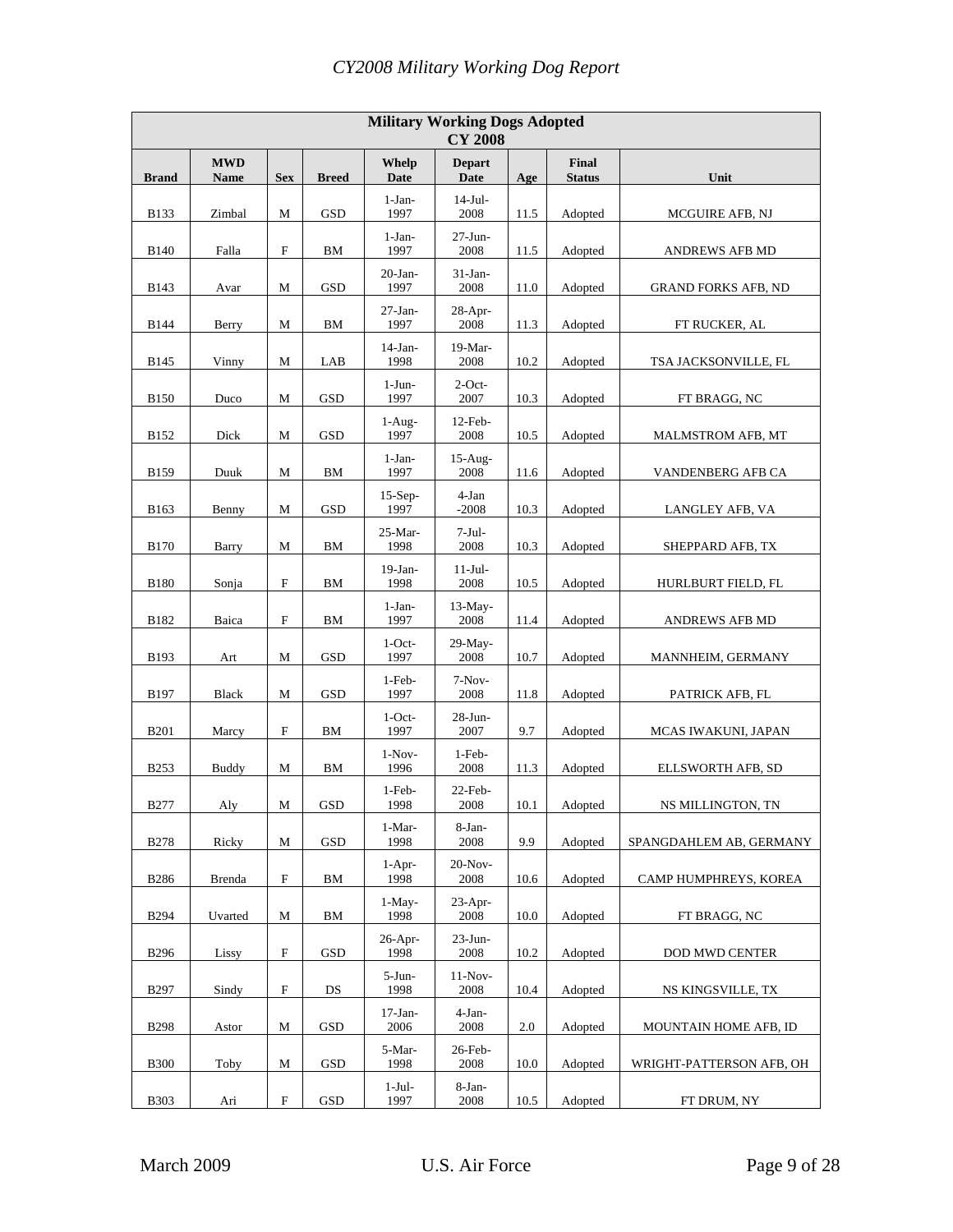| Military Working Dogs Adopted CY 2008 | | | | | | | | |
|---|---|---|---|---|---|---|---|---|
| **Brand** | **MWD Name** | **Sex** | **Breed** | **Whelp Date** | **Depart Date** | **Age** | **Final Status** | **Unit** |
| B133 | Zimbal | M | GSD | 1-Jan-1997 | 14-Jul-2008 | 11.5 | Adopted | MCGUIRE AFB, NJ |
| B140 | Falla | F | BM | 1-Jan-1997 | 27-Jun-2008 | 11.5 | Adopted | ANDREWS AFB MD |
| B143 | Avar | M | GSD | 20-Jan-1997 | 31-Jan-2008 | 11.0 | Adopted | GRAND FORKS AFB, ND |
| B144 | Berry | M | BM | 27-Jan-1997 | 28-Apr-2008 | 11.3 | Adopted | FT RUCKER, AL |
| B145 | Vinny | M | LAB | 14-Jan-1998 | 19-Mar-2008 | 10.2 | Adopted | TSA JACKSONVILLE, FL |
| B150 | Duco | M | GSD | 1-Jun-1997 | 2-Oct-2007 | 10.3 | Adopted | FT BRAGG, NC |
| B152 | Dick | M | GSD | 1-Aug-1997 | 12-Feb-2008 | 10.5 | Adopted | MALMSTROM AFB, MT |
| B159 | Duuk | M | BM | 1-Jan-1997 | 15-Aug-2008 | 11.6 | Adopted | VANDENBERG AFB CA |
| B163 | Benny | M | GSD | 15-Sep-1997 | 4-Jan -2008 | 10.3 | Adopted | LANGLEY AFB, VA |
| B170 | Barry | M | BM | 25-Mar-1998 | 7-Jul-2008 | 10.3 | Adopted | SHEPPARD AFB, TX |
| B180 | Sonja | F | BM | 19-Jan-1998 | 11-Jul-2008 | 10.5 | Adopted | HURLBURT FIELD, FL |
| B182 | Baica | F | BM | 1-Jan-1997 | 13-May-2008 | 11.4 | Adopted | ANDREWS AFB MD |
| B193 | Art | M | GSD | 1-Oct-1997 | 29-May-2008 | 10.7 | Adopted | MANNHEIM, GERMANY |
| B197 | Black | M | GSD | 1-Feb-1997 | 7-Nov-2008 | 11.8 | Adopted | PATRICK AFB, FL |
| B201 | Marcy | F | BM | 1-Oct-1997 | 28-Jun-2007 | 9.7 | Adopted | MCAS IWAKUNI, JAPAN |
| B253 | Buddy | M | BM | 1-Nov-1996 | 1-Feb-2008 | 11.3 | Adopted | ELLSWORTH AFB, SD |
| B277 | Aly | M | GSD | 1-Feb-1998 | 22-Feb-2008 | 10.1 | Adopted | NS MILLINGTON, TN |
| B278 | Ricky | M | GSD | 1-Mar-1998 | 8-Jan-2008 | 9.9 | Adopted | SPANGDAHLEM AB, GERMANY |
| B286 | Brenda | F | BM | 1-Apr-1998 | 20-Nov-2008 | 10.6 | Adopted | CAMP HUMPHREYS, KOREA |
| B294 | Uvarted | M | BM | 1-May-1998 | 23-Apr-2008 | 10.0 | Adopted | FT BRAGG, NC |
| B296 | Lissy | F | GSD | 26-Apr-1998 | 23-Jun-2008 | 10.2 | Adopted | DOD MWD CENTER |
| B297 | Sindy | F | DS | 5-Jun-1998 | 11-Nov-2008 | 10.4 | Adopted | NS KINGSVILLE, TX |
| B298 | Astor | M | GSD | 17-Jan-2006 | 4-Jan-2008 | 2.0 | Adopted | MOUNTAIN HOME AFB, ID |
| B300 | Toby | M | GSD | 5-Mar-1998 | 26-Feb-2008 | 10.0 | Adopted | WRIGHT-PATTERSON AFB, OH |
| B303 | Ari | F | GSD | 1-Jul-1997 | 8-Jan-2008 | 10.5 | Adopted | FT DRUM, NY |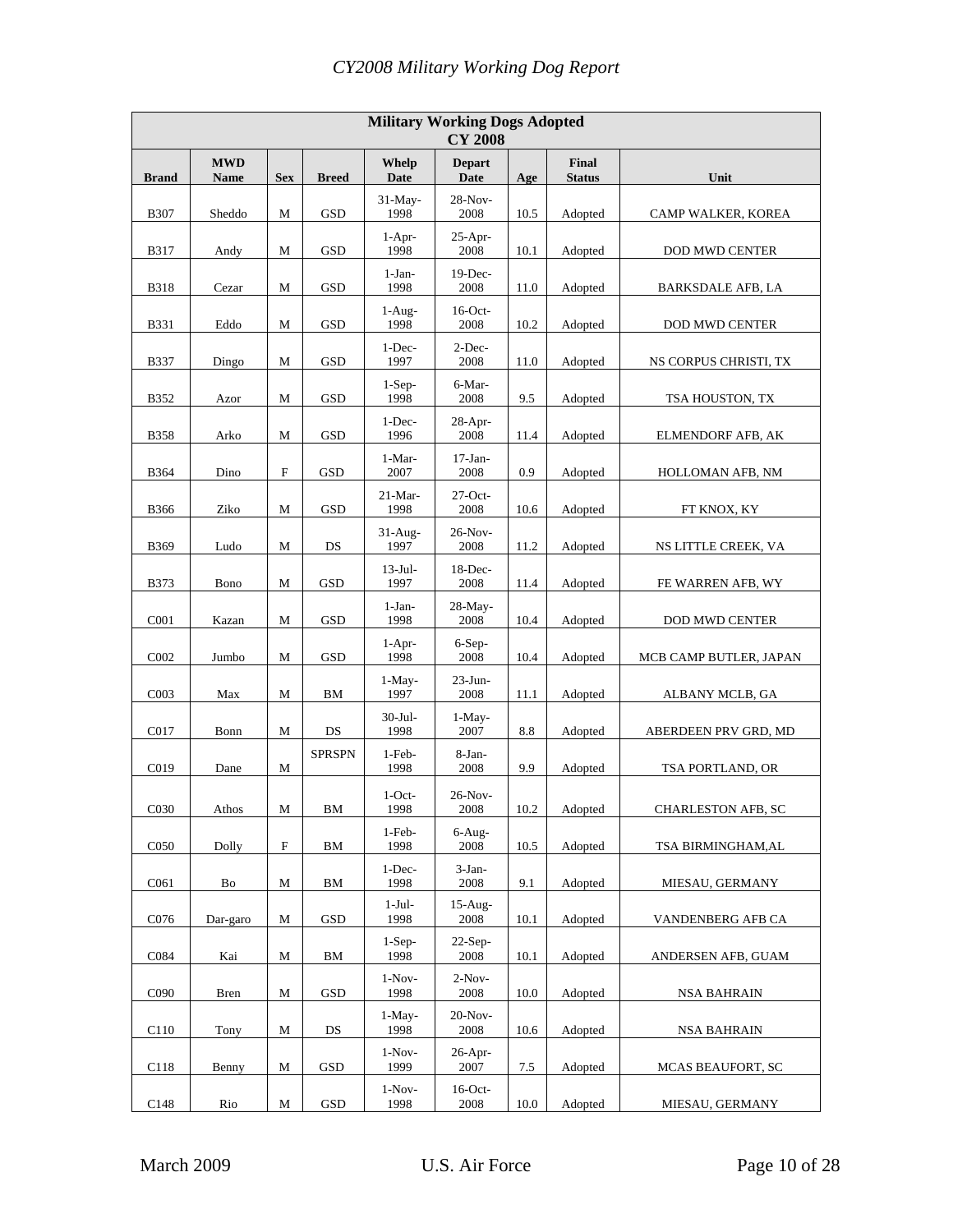| Military Working Dogs Adopted CY 2008 | | | | | | | | |
|---|---|---|---|---|---|---|---|---|
| **Brand** | **MWD Name** | **Sex** | **Breed** | **Whelp Date** | **Depart Date** | **Age** | **Final Status** | **Unit** |
| B307 | Sheddo | M | GSD | 31-May-1998 | 28-Nov-2008 | 10.5 | Adopted | CAMP WALKER, KOREA |
| B317 | Andy | M | GSD | 1-Apr-1998 | 25-Apr-2008 | 10.1 | Adopted | DOD MWD CENTER |
| B318 | Cezar | M | GSD | 1-Jan-1998 | 19-Dec-2008 | 11.0 | Adopted | BARKSDALE AFB, LA |
| B331 | Eddo | M | GSD | 1-Aug-1998 | 16-Oct-2008 | 10.2 | Adopted | DOD MWD CENTER |
| B337 | Dingo | M | GSD | 1-Dec-1997 | 2-Dec-2008 | 11.0 | Adopted | NS CORPUS CHRISTI, TX |
| B352 | Azor | M | GSD | 1-Sep-1998 | 6-Mar-2008 | 9.5 | Adopted | TSA HOUSTON, TX |
| B358 | Arko | M | GSD | 1-Dec-1996 | 28-Apr-2008 | 11.4 | Adopted | ELMENDORF AFB, AK |
| B364 | Dino | F | GSD | 1-Mar-2007 | 17-Jan-2008 | 0.9 | Adopted | HOLLOMAN AFB, NM |
| B366 | Ziko | M | GSD | 21-Mar-1998 | 27-Oct-2008 | 10.6 | Adopted | FT KNOX, KY |
| B369 | Ludo | M | DS | 31-Aug-1997 | 26-Nov-2008 | 11.2 | Adopted | NS LITTLE CREEK, VA |
| B373 | Bono | M | GSD | 13-Jul-1997 | 18-Dec-2008 | 11.4 | Adopted | FE WARREN AFB, WY |
| C001 | Kazan | M | GSD | 1-Jan-1998 | 28-May-2008 | 10.4 | Adopted | DOD MWD CENTER |
| C002 | Jumbo | M | GSD | 1-Apr-1998 | 6-Sep-2008 | 10.4 | Adopted | MCB CAMP BUTLER, JAPAN |
| C003 | Max | M | BM | 1-May-1997 | 23-Jun-2008 | 11.1 | Adopted | ALBANY MCLB, GA |
| C017 | Bonn | M | DS | 30-Jul-1998 | 1-May-2007 | 8.8 | Adopted | ABERDEEN PRV GRD, MD |
| C019 | Dane | M | SPRSPN | 1-Feb-1998 | 8-Jan-2008 | 9.9 | Adopted | TSA PORTLAND, OR |
| C030 | Athos | M | BM | 1-Oct-1998 | 26-Nov-2008 | 10.2 | Adopted | CHARLESTON AFB, SC |
| C050 | Dolly | F | BM | 1-Feb-1998 | 6-Aug-2008 | 10.5 | Adopted | TSA BIRMINGHAM,AL |
| C061 | Bo | M | BM | 1-Dec-1998 | 3-Jan-2008 | 9.1 | Adopted | MIESAU, GERMANY |
| C076 | Dar-garo | M | GSD | 1-Jul-1998 | 15-Aug-2008 | 10.1 | Adopted | VANDENBERG AFB CA |
| C084 | Kai | M | BM | 1-Sep-1998 | 22-Sep-2008 | 10.1 | Adopted | ANDERSEN AFB, GUAM |
| C090 | Bren | M | GSD | 1-Nov-1998 | 2-Nov-2008 | 10.0 | Adopted | NSA BAHRAIN |
| C110 | Tony | M | DS | 1-May-1998 | 20-Nov-2008 | 10.6 | Adopted | NSA BAHRAIN |
| C118 | Benny | M | GSD | 1-Nov-1999 | 26-Apr-2007 | 7.5 | Adopted | MCAS BEAUFORT, SC |
| C148 | Rio | M | GSD | 1-Nov-1998 | 16-Oct-2008 | 10.0 | Adopted | MIESAU, GERMANY |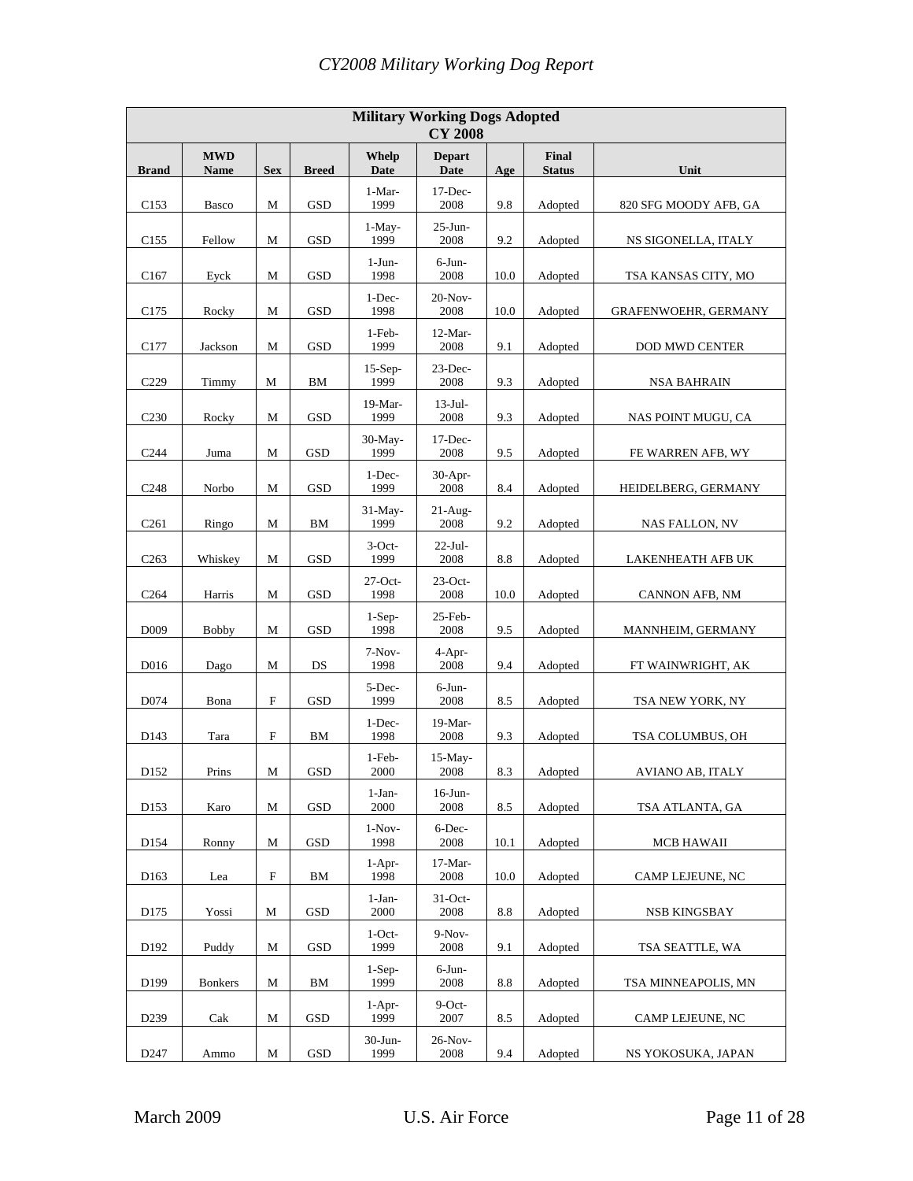| Military Working Dogs Adopted CY 2008 | | | | | | | | |
|---|---|---|---|---|---|---|---|---|
| Brand | MWD Name | Sex | Breed | Whelp Date | Depart Date | Age | Final Status | Unit |
| C153 | Basco | M | GSD | 1-Mar-1999 | 17-Dec-2008 | 9.8 | Adopted | 820 SFG MOODY AFB, GA |
| C155 | Fellow | M | GSD | 1-May-1999 | 25-Jun-2008 | 9.2 | Adopted | NS SIGONELLA, ITALY |
| C167 | Eyck | M | GSD | 1-Jun-1998 | 6-Jun-2008 | 10.0 | Adopted | TSA KANSAS CITY, MO |
| C175 | Rocky | M | GSD | 1-Dec-1998 | 20-Nov-2008 | 10.0 | Adopted | GRAFENWOEHR, GERMANY |
| C177 | Jackson | M | GSD | 1-Feb-1999 | 12-Mar-2008 | 9.1 | Adopted | DOD MWD CENTER |
| C229 | Timmy | M | BM | 15-Sep-1999 | 23-Dec-2008 | 9.3 | Adopted | NSA BAHRAIN |
| C230 | Rocky | M | GSD | 19-Mar-1999 | 13-Jul-2008 | 9.3 | Adopted | NAS POINT MUGU, CA |
| C244 | Juma | M | GSD | 30-May-1999 | 17-Dec-2008 | 9.5 | Adopted | FE WARREN AFB, WY |
| C248 | Norbo | M | GSD | 1-Dec-1999 | 30-Apr-2008 | 8.4 | Adopted | HEIDELBERG, GERMANY |
| C261 | Ringo | M | BM | 31-May-1999 | 21-Aug-2008 | 9.2 | Adopted | NAS FALLON, NV |
| C263 | Whiskey | M | GSD | 3-Oct-1999 | 22-Jul-2008 | 8.8 | Adopted | LAKENHEATH AFB UK |
| C264 | Harris | M | GSD | 27-Oct-1998 | 23-Oct-2008 | 10.0 | Adopted | CANNON AFB, NM |
| D009 | Bobby | M | GSD | 1-Sep-1998 | 25-Feb-2008 | 9.5 | Adopted | MANNHEIM, GERMANY |
| D016 | Dago | M | DS | 7-Nov-1998 | 4-Apr-2008 | 9.4 | Adopted | FT WAINWRIGHT, AK |
| D074 | Bona | F | GSD | 5-Dec-1999 | 6-Jun-2008 | 8.5 | Adopted | TSA NEW YORK, NY |
| D143 | Tara | F | BM | 1-Dec-1998 | 19-Mar-2008 | 9.3 | Adopted | TSA COLUMBUS, OH |
| D152 | Prins | M | GSD | 1-Feb-2000 | 15-May-2008 | 8.3 | Adopted | AVIANO AB, ITALY |
| D153 | Karo | M | GSD | 1-Jan-2000 | 16-Jun-2008 | 8.5 | Adopted | TSA ATLANTA, GA |
| D154 | Ronny | M | GSD | 1-Nov-1998 | 6-Dec-2008 | 10.1 | Adopted | MCB HAWAII |
| D163 | Lea | F | BM | 1-Apr-1998 | 17-Mar-2008 | 10.0 | Adopted | CAMP LEJEUNE, NC |
| D175 | Yossi | M | GSD | 1-Jan-2000 | 31-Oct-2008 | 8.8 | Adopted | NSB KINGSBAY |
| D192 | Puddy | M | GSD | 1-Oct-1999 | 9-Nov-2008 | 9.1 | Adopted | TSA SEATTLE, WA |
| D199 | Bonkers | M | BM | 1-Sep-1999 | 6-Jun-2008 | 8.8 | Adopted | TSA MINNEAPOLIS, MN |
| D239 | Cak | M | GSD | 1-Apr-1999 | 9-Oct-2007 | 8.5 | Adopted | CAMP LEJEUNE, NC |
| D247 | Ammo | M | GSD | 30-Jun-1999 | 26-Nov-2008 | 9.4 | Adopted | NS YOKOSUKA, JAPAN |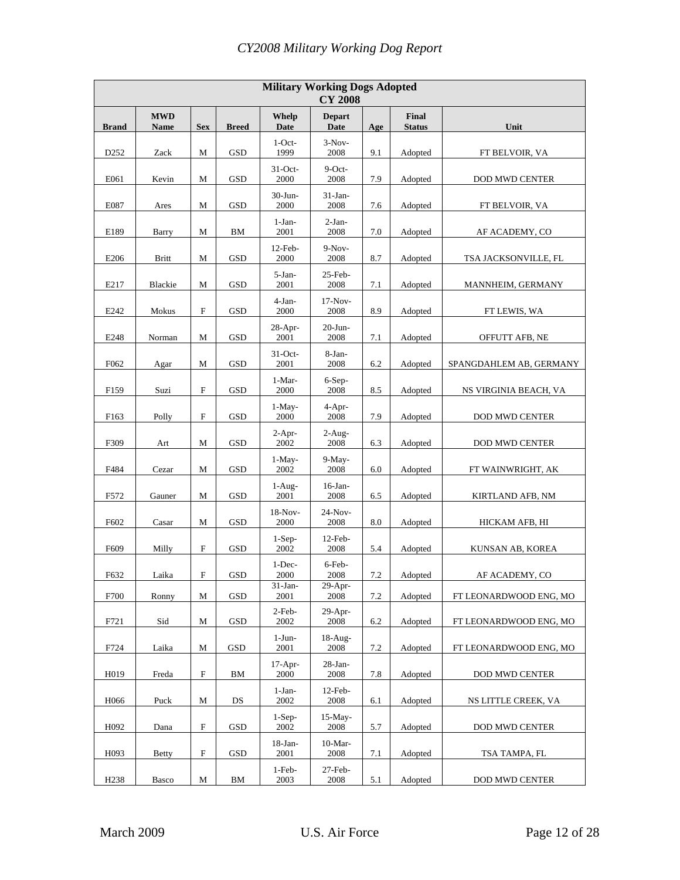| Military Working Dogs Adopted CY 2008 | | | | | | | | |
|---|---|---|---|---|---|---|---|---|
| **Brand** | **MWD Name** | **Sex** | **Breed** | **Whelp Date** | **Depart Date** | **Age** | **Final Status** | **Unit** |
| D252 | Zack | M | GSD | 1-Oct-1999 | 3-Nov-2008 | 9.1 | Adopted | FT BELVOIR, VA |
| E061 | Kevin | M | GSD | 31-Oct-2000 | 9-Oct-2008 | 7.9 | Adopted | DOD MWD CENTER |
| E087 | Ares | M | GSD | 30-Jun-2000 | 31-Jan-2008 | 7.6 | Adopted | FT BELVOIR, VA |
| E189 | Barry | M | BM | 1-Jan-2001 | 2-Jan-2008 | 7.0 | Adopted | AF ACADEMY, CO |
| E206 | Britt | M | GSD | 12-Feb-2000 | 9-Nov-2008 | 8.7 | Adopted | TSA JACKSONVILLE, FL |
| E217 | Blackie | M | GSD | 5-Jan-2001 | 25-Feb-2008 | 7.1 | Adopted | MANNHEIM, GERMANY |
| E242 | Mokus | F | GSD | 4-Jan-2000 | 17-Nov-2008 | 8.9 | Adopted | FT LEWIS, WA |
| E248 | Norman | M | GSD | 28-Apr-2001 | 20-Jun-2008 | 7.1 | Adopted | OFFUTT AFB, NE |
| F062 | Agar | M | GSD | 31-Oct-2001 | 8-Jan-2008 | 6.2 | Adopted | SPANGDAHLEM AB, GERMANY |
| F159 | Suzi | F | GSD | 1-Mar-2000 | 6-Sep-2008 | 8.5 | Adopted | NS VIRGINIA BEACH, VA |
| F163 | Polly | F | GSD | 1-May-2000 | 4-Apr-2008 | 7.9 | Adopted | DOD MWD CENTER |
| F309 | Art | M | GSD | 2-Apr-2002 | 2-Aug-2008 | 6.3 | Adopted | DOD MWD CENTER |
| F484 | Cezar | M | GSD | 1-May-2002 | 9-May-2008 | 6.0 | Adopted | FT WAINWRIGHT, AK |
| F572 | Gauner | M | GSD | 1-Aug-2001 | 16-Jan-2008 | 6.5 | Adopted | KIRTLAND AFB, NM |
| F602 | Casar | M | GSD | 18-Nov-2000 | 24-Nov-2008 | 8.0 | Adopted | HICKAM AFB, HI |
| F609 | Milly | F | GSD | 1-Sep-2002 | 12-Feb-2008 | 5.4 | Adopted | KUNSAN AB, KOREA |
| F632 | Laika | F | GSD | 1-Dec-2000 | 6-Feb-2008 | 7.2 | Adopted | AF ACADEMY, CO |
| F700 | Ronny | M | GSD | 31-Jan-2001 | 29-Apr-2008 | 7.2 | Adopted | FT LEONARDWOOD ENG, MO |
| F721 | Sid | M | GSD | 2-Feb-2002 | 29-Apr-2008 | 6.2 | Adopted | FT LEONARDWOOD ENG, MO |
| F724 | Laika | M | GSD | 1-Jun-2001 | 18-Aug-2008 | 7.2 | Adopted | FT LEONARDWOOD ENG, MO |
| H019 | Freda | F | BM | 17-Apr-2000 | 28-Jan-2008 | 7.8 | Adopted | DOD MWD CENTER |
| H066 | Puck | M | DS | 1-Jan-2002 | 12-Feb-2008 | 6.1 | Adopted | NS LITTLE CREEK, VA |
| H092 | Dana | F | GSD | 1-Sep-2002 | 15-May-2008 | 5.7 | Adopted | DOD MWD CENTER |
| H093 | Betty | F | GSD | 18-Jan-2001 | 10-Mar-2008 | 7.1 | Adopted | TSA TAMPA, FL |
| H238 | Basco | M | BM | 1-Feb-2003 | 27-Feb-2008 | 5.1 | Adopted | DOD MWD CENTER |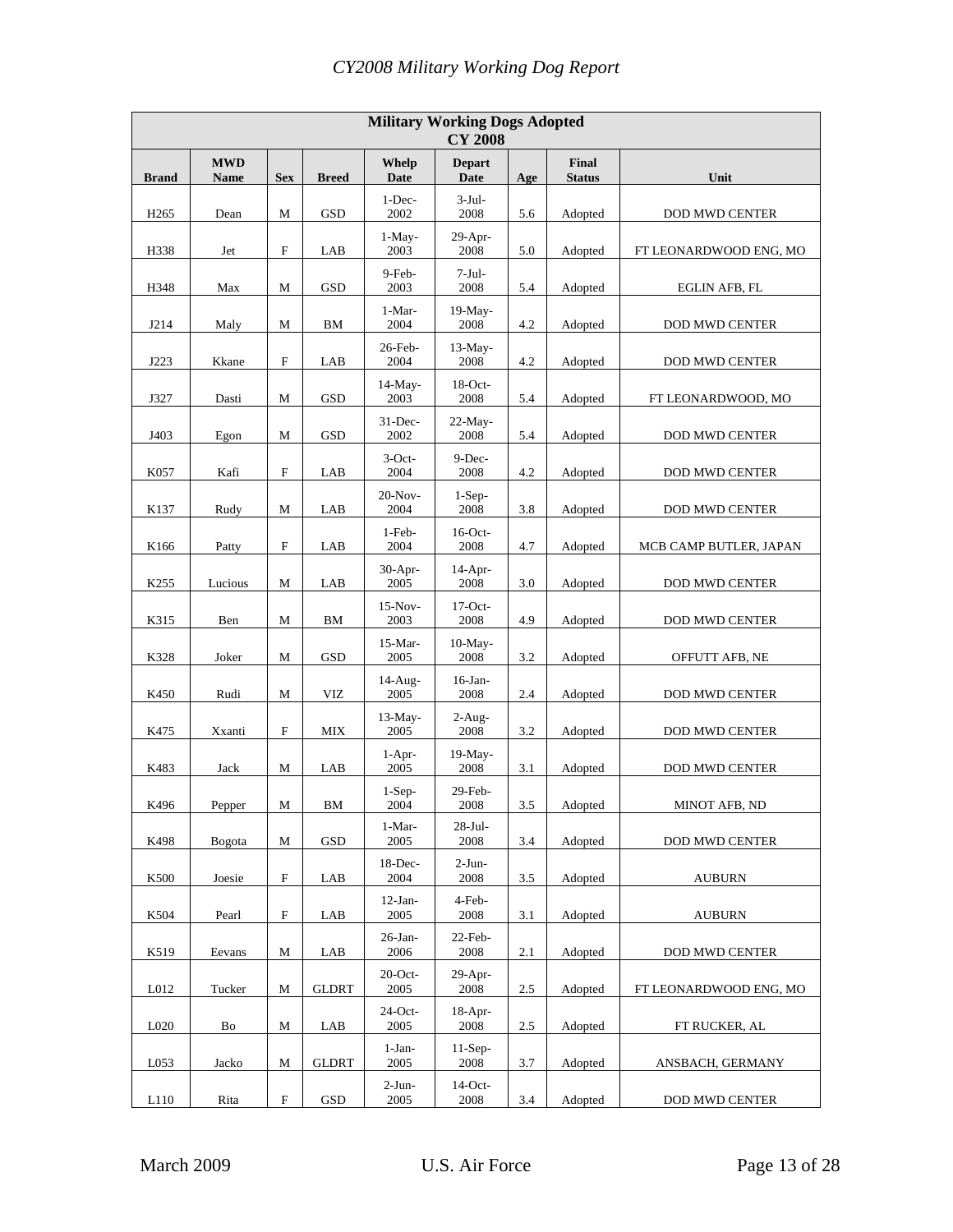| Military Working Dogs Adopted CY 2008 | | | | | | | | |
|---|---|---|---|---|---|---|---|---|
| **Brand** | **MWD Name** | **Sex** | **Breed** | **Whelp Date** | **Depart Date** | **Age** | **Final Status** | **Unit** |
| H265 | Dean | M | GSD | 1-Dec-2002 | 3-Jul-2008 | 5.6 | Adopted | DOD MWD CENTER |
| H338 | Jet | F | LAB | 1-May-2003 | 29-Apr-2008 | 5.0 | Adopted | FT LEONARDWOOD ENG, MO |
| H348 | Max | M | GSD | 9-Feb-2003 | 7-Jul-2008 | 5.4 | Adopted | EGLIN AFB, FL |
| J214 | Maly | M | BM | 1-Mar-2004 | 19-May-2008 | 4.2 | Adopted | DOD MWD CENTER |
| J223 | Kkane | F | LAB | 26-Feb-2004 | 13-May-2008 | 4.2 | Adopted | DOD MWD CENTER |
| J327 | Dasti | M | GSD | 14-May-2003 | 18-Oct-2008 | 5.4 | Adopted | FT LEONARDWOOD, MO |
| J403 | Egon | M | GSD | 31-Dec-2002 | 22-May-2008 | 5.4 | Adopted | DOD MWD CENTER |
| K057 | Kafi | F | LAB | 3-Oct-2004 | 9-Dec-2008 | 4.2 | Adopted | DOD MWD CENTER |
| K137 | Rudy | M | LAB | 20-Nov-2004 | 1-Sep-2008 | 3.8 | Adopted | DOD MWD CENTER |
| K166 | Patty | F | LAB | 1-Feb-2004 | 16-Oct-2008 | 4.7 | Adopted | MCB CAMP BUTLER, JAPAN |
| K255 | Lucious | M | LAB | 30-Apr-2005 | 14-Apr-2008 | 3.0 | Adopted | DOD MWD CENTER |
| K315 | Ben | M | BM | 15-Nov-2003 | 17-Oct-2008 | 4.9 | Adopted | DOD MWD CENTER |
| K328 | Joker | M | GSD | 15-Mar-2005 | 10-May-2008 | 3.2 | Adopted | OFFUTT AFB, NE |
| K450 | Rudi | M | VIZ | 14-Aug-2005 | 16-Jan-2008 | 2.4 | Adopted | DOD MWD CENTER |
| K475 | Xxanti | F | MIX | 13-May-2005 | 2-Aug-2008 | 3.2 | Adopted | DOD MWD CENTER |
| K483 | Jack | M | LAB | 1-Apr-2005 | 19-May-2008 | 3.1 | Adopted | DOD MWD CENTER |
| K496 | Pepper | M | BM | 1-Sep-2004 | 29-Feb-2008 | 3.5 | Adopted | MINOT AFB, ND |
| K498 | Bogota | M | GSD | 1-Mar-2005 | 28-Jul-2008 | 3.4 | Adopted | DOD MWD CENTER |
| K500 | Joesie | F | LAB | 18-Dec-2004 | 2-Jun-2008 | 3.5 | Adopted | AUBURN |
| K504 | Pearl | F | LAB | 12-Jan-2005 | 4-Feb-2008 | 3.1 | Adopted | AUBURN |
| K519 | Eevans | M | LAB | 26-Jan-2006 | 22-Feb-2008 | 2.1 | Adopted | DOD MWD CENTER |
| L012 | Tucker | M | GLDRT | 20-Oct-2005 | 29-Apr-2008 | 2.5 | Adopted | FT LEONARDWOOD ENG, MO |
| L020 | Bo | M | LAB | 24-Oct-2005 | 18-Apr-2008 | 2.5 | Adopted | FT RUCKER, AL |
| L053 | Jacko | M | GLDRT | 1-Jan-2005 | 11-Sep-2008 | 3.7 | Adopted | ANSBACH, GERMANY |
| L110 | Rita | F | GSD | 2-Jun-2005 | 14-Oct-2008 | 3.4 | Adopted | DOD MWD CENTER |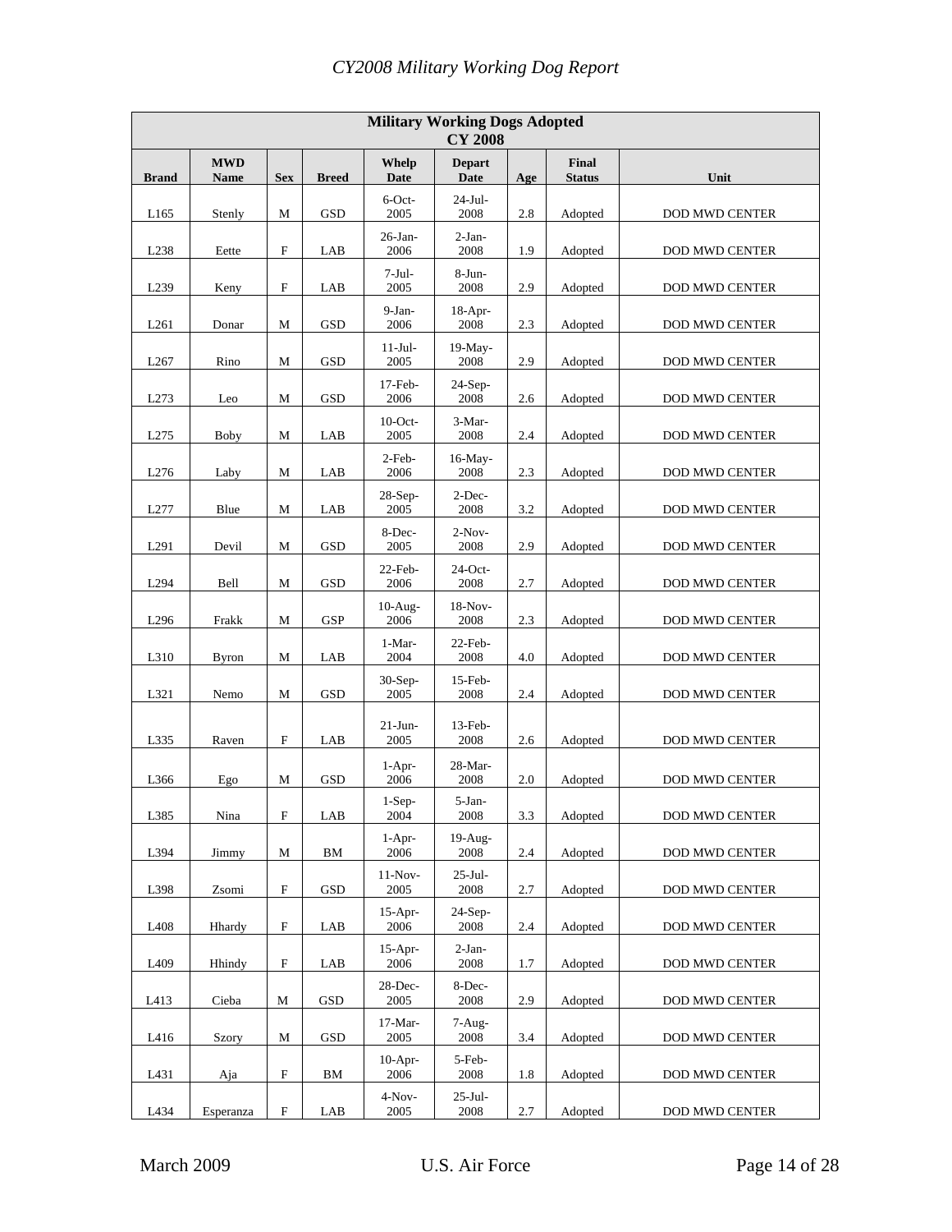| Military Working Dogs Adopted CY 2008 | | | | | | | | |
|---|---|---|---|---|---|---|---|---|
| **Brand** | **MWD Name** | **Sex** | **Breed** | **Whelp Date** | **Depart Date** | **Age** | **Final Status** | **Unit** |
| L165 | Stenly | M | GSD | 6-Oct-2005 | 24-Jul-2008 | 2.8 | Adopted | DOD MWD CENTER |
| L238 | Eette | F | LAB | 26-Jan-2006 | 2-Jan-2008 | 1.9 | Adopted | DOD MWD CENTER |
| L239 | Keny | F | LAB | 7-Jul-2005 | 8-Jun-2008 | 2.9 | Adopted | DOD MWD CENTER |
| L261 | Donar | M | GSD | 9-Jan-2006 | 18-Apr-2008 | 2.3 | Adopted | DOD MWD CENTER |
| L267 | Rino | M | GSD | 11-Jul-2005 | 19-May-2008 | 2.9 | Adopted | DOD MWD CENTER |
| L273 | Leo | M | GSD | 17-Feb-2006 | 24-Sep-2008 | 2.6 | Adopted | DOD MWD CENTER |
| L275 | Boby | M | LAB | 10-Oct-2005 | 3-Mar-2008 | 2.4 | Adopted | DOD MWD CENTER |
| L276 | Laby | M | LAB | 2-Feb-2006 | 16-May-2008 | 2.3 | Adopted | DOD MWD CENTER |
| L277 | Blue | M | LAB | 28-Sep-2005 | 2-Dec-2008 | 3.2 | Adopted | DOD MWD CENTER |
| L291 | Devil | M | GSD | 8-Dec-2005 | 2-Nov-2008 | 2.9 | Adopted | DOD MWD CENTER |
| L294 | Bell | M | GSD | 22-Feb-2006 | 24-Oct-2008 | 2.7 | Adopted | DOD MWD CENTER |
| L296 | Frakk | M | GSP | 10-Aug-2006 | 18-Nov-2008 | 2.3 | Adopted | DOD MWD CENTER |
| L310 | Byron | M | LAB | 1-Mar-2004 | 22-Feb-2008 | 4.0 | Adopted | DOD MWD CENTER |
| L321 | Nemo | M | GSD | 30-Sep-2005 | 15-Feb-2008 | 2.4 | Adopted | DOD MWD CENTER |
| L335 | Raven | F | LAB | 21-Jun-2005 | 13-Feb-2008 | 2.6 | Adopted | DOD MWD CENTER |
| L366 | Ego | M | GSD | 1-Apr-2006 | 28-Mar-2008 | 2.0 | Adopted | DOD MWD CENTER |
| L385 | Nina | F | LAB | 1-Sep-2004 | 5-Jan-2008 | 3.3 | Adopted | DOD MWD CENTER |
| L394 | Jimmy | M | BM | 1-Apr-2006 | 19-Aug-2008 | 2.4 | Adopted | DOD MWD CENTER |
| L398 | Zsomi | F | GSD | 11-Nov-2005 | 25-Jul-2008 | 2.7 | Adopted | DOD MWD CENTER |
| L408 | Hhardy | F | LAB | 15-Apr-2006 | 24-Sep-2008 | 2.4 | Adopted | DOD MWD CENTER |
| L409 | Hhindy | F | LAB | 15-Apr-2006 | 2-Jan-2008 | 1.7 | Adopted | DOD MWD CENTER |
| L413 | Cieba | M | GSD | 28-Dec-2005 | 8-Dec-2008 | 2.9 | Adopted | DOD MWD CENTER |
| L416 | Szory | M | GSD | 17-Mar-2005 | 7-Aug-2008 | 3.4 | Adopted | DOD MWD CENTER |
| L431 | Aja | F | BM | 10-Apr-2006 | 5-Feb-2008 | 1.8 | Adopted | DOD MWD CENTER |
| L434 | Esperanza | F | LAB | 4-Nov-2005 | 25-Jul-2008 | 2.7 | Adopted | DOD MWD CENTER |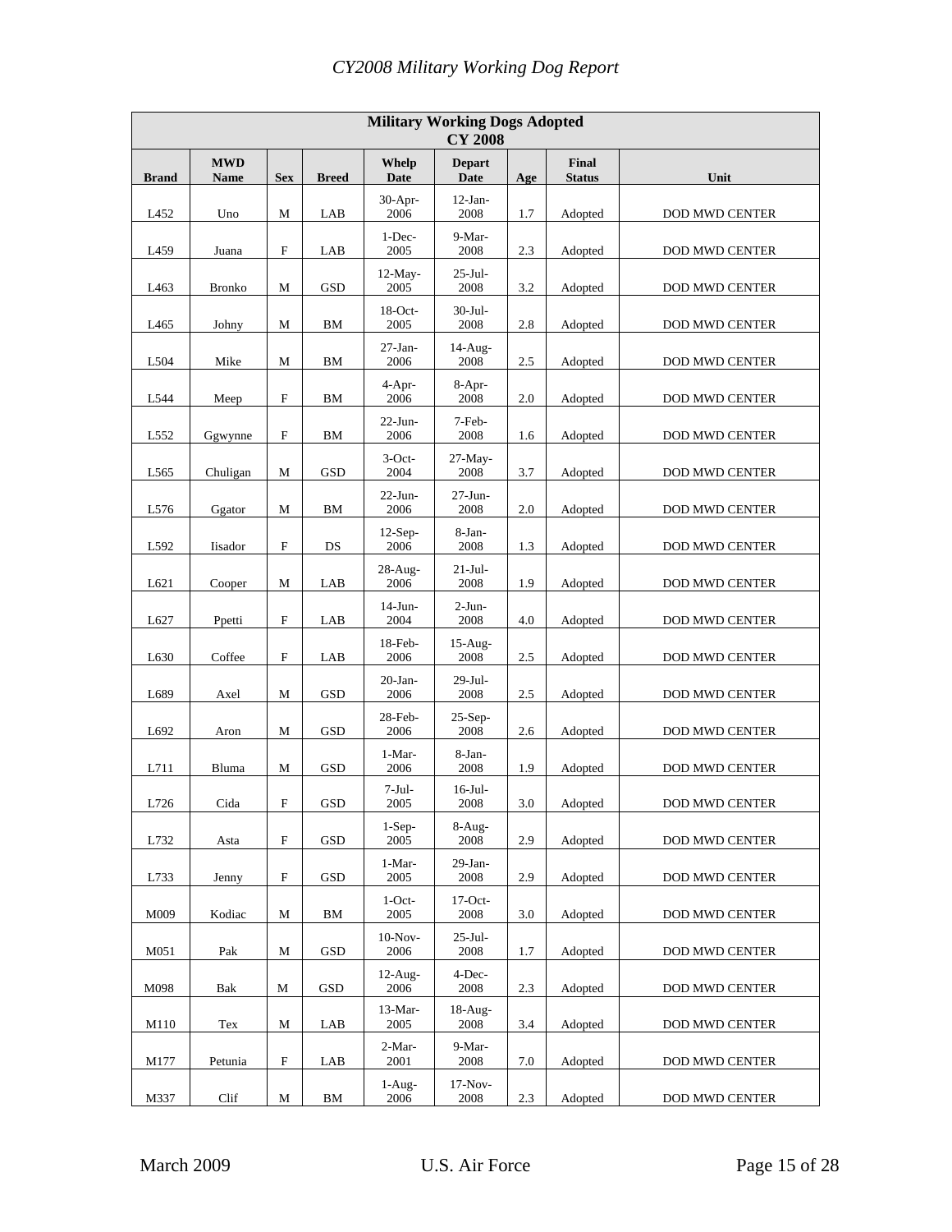| Military Working Dogs Adopted CY 2008 | | | | | | | | |
|---|---|---|---|---|---|---|---|---|
| **Brand** | **MWD Name** | **Sex** | **Breed** | **Whelp Date** | **Depart Date** | **Age** | **Final Status** | **Unit** |
| L452 | Uno | M | LAB | 30-Apr-2006 | 12-Jan-2008 | 1.7 | Adopted | DOD MWD CENTER |
| L459 | Juana | F | LAB | 1-Dec-2005 | 9-Mar-2008 | 2.3 | Adopted | DOD MWD CENTER |
| L463 | Bronko | M | GSD | 12-May-2005 | 25-Jul-2008 | 3.2 | Adopted | DOD MWD CENTER |
| L465 | Johny | M | BM | 18-Oct-2005 | 30-Jul-2008 | 2.8 | Adopted | DOD MWD CENTER |
| L504 | Mike | M | BM | 27-Jan-2006 | 14-Aug-2008 | 2.5 | Adopted | DOD MWD CENTER |
| L544 | Meep | F | BM | 4-Apr-2006 | 8-Apr-2008 | 2.0 | Adopted | DOD MWD CENTER |
| L552 | Ggwynne | F | BM | 22-Jun-2006 | 7-Feb-2008 | 1.6 | Adopted | DOD MWD CENTER |
| L565 | Chuligan | M | GSD | 3-Oct-2004 | 27-May-2008 | 3.7 | Adopted | DOD MWD CENTER |
| L576 | Ggator | M | BM | 22-Jun-2006 | 27-Jun-2008 | 2.0 | Adopted | DOD MWD CENTER |
| L592 | Iisador | F | DS | 12-Sep-2006 | 8-Jan-2008 | 1.3 | Adopted | DOD MWD CENTER |
| L621 | Cooper | M | LAB | 28-Aug-2006 | 21-Jul-2008 | 1.9 | Adopted | DOD MWD CENTER |
| L627 | Ppetti | F | LAB | 14-Jun-2004 | 2-Jun-2008 | 4.0 | Adopted | DOD MWD CENTER |
| L630 | Coffee | F | LAB | 18-Feb-2006 | 15-Aug-2008 | 2.5 | Adopted | DOD MWD CENTER |
| L689 | Axel | M | GSD | 20-Jan-2006 | 29-Jul-2008 | 2.5 | Adopted | DOD MWD CENTER |
| L692 | Aron | M | GSD | 28-Feb-2006 | 25-Sep-2008 | 2.6 | Adopted | DOD MWD CENTER |
| L711 | Bluma | M | GSD | 1-Mar-2006 | 8-Jan-2008 | 1.9 | Adopted | DOD MWD CENTER |
| L726 | Cida | F | GSD | 7-Jul-2005 | 16-Jul-2008 | 3.0 | Adopted | DOD MWD CENTER |
| L732 | Asta | F | GSD | 1-Sep-2005 | 8-Aug-2008 | 2.9 | Adopted | DOD MWD CENTER |
| L733 | Jenny | F | GSD | 1-Mar-2005 | 29-Jan-2008 | 2.9 | Adopted | DOD MWD CENTER |
| M009 | Kodiac | M | BM | 1-Oct-2005 | 17-Oct-2008 | 3.0 | Adopted | DOD MWD CENTER |
| M051 | Pak | M | GSD | 10-Nov-2006 | 25-Jul-2008 | 1.7 | Adopted | DOD MWD CENTER |
| M098 | Bak | M | GSD | 12-Aug-2006 | 4-Dec-2008 | 2.3 | Adopted | DOD MWD CENTER |
| M110 | Tex | M | LAB | 13-Mar-2005 | 18-Aug-2008 | 3.4 | Adopted | DOD MWD CENTER |
| M177 | Petunia | F | LAB | 2-Mar-2001 | 9-Mar-2008 | 7.0 | Adopted | DOD MWD CENTER |
| M337 | Clif | M | BM | 1-Aug-2006 | 17-Nov-2008 | 2.3 | Adopted | DOD MWD CENTER |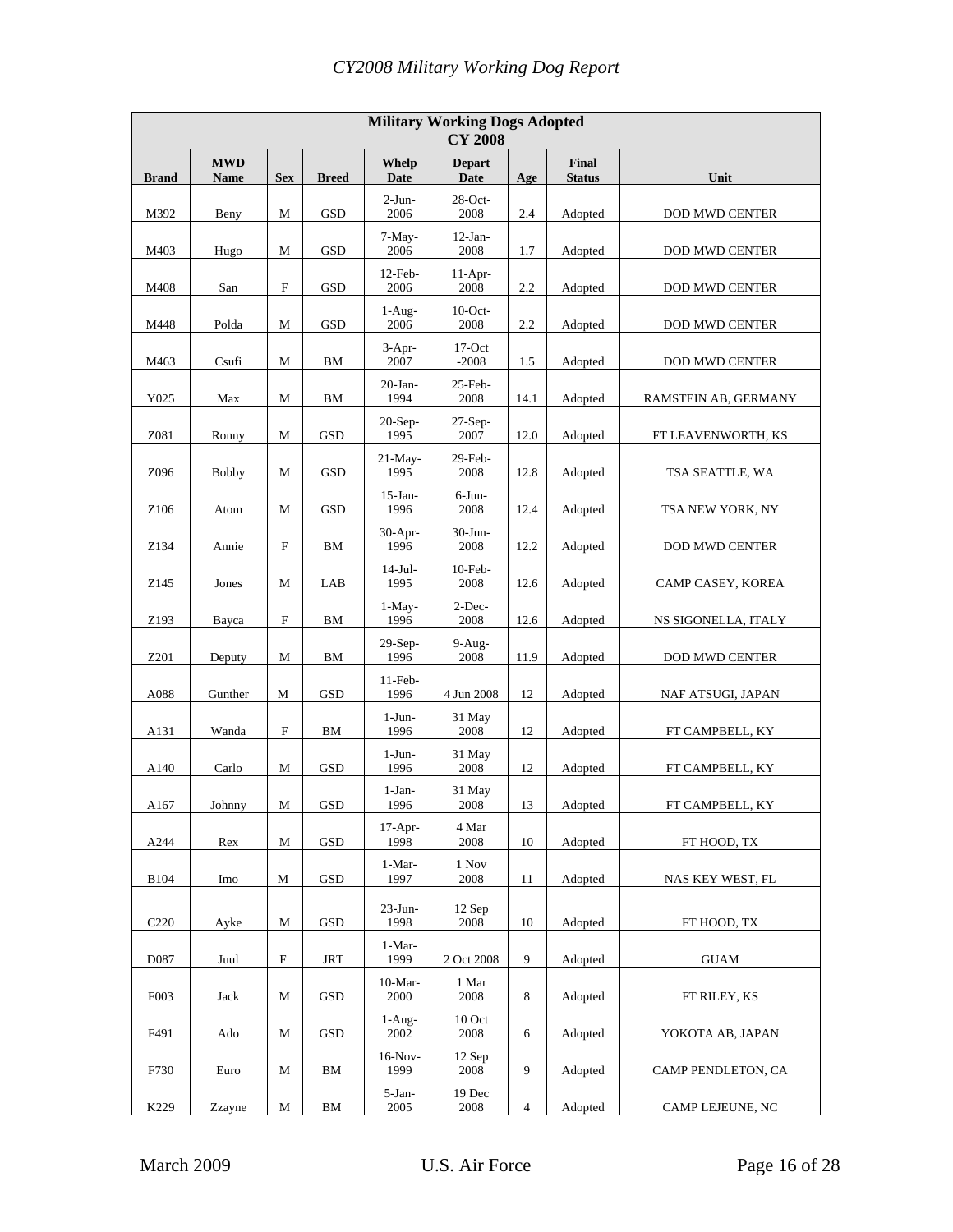| Military Working Dogs Adopted CY 2008 | | | | | | | | |
|---|---|---|---|---|---|---|---|---|
| **Brand** | **MWD Name** | **Sex** | **Breed** | **Whelp Date** | **Depart Date** | **Age** | **Final Status** | **Unit** |
| M392 | Beny | M | GSD | 2-Jun-2006 | 28-Oct-2008 | 2.4 | Adopted | DOD MWD CENTER |
| M403 | Hugo | M | GSD | 7-May-2006 | 12-Jan-2008 | 1.7 | Adopted | DOD MWD CENTER |
| M408 | San | F | GSD | 12-Feb-2006 | 11-Apr-2008 | 2.2 | Adopted | DOD MWD CENTER |
| M448 | Polda | M | GSD | 1-Aug-2006 | 10-Oct-2008 | 2.2 | Adopted | DOD MWD CENTER |
| M463 | Csufi | M | BM | 3-Apr-2007 | 17-Oct -2008 | 1.5 | Adopted | DOD MWD CENTER |
| Y025 | Max | M | BM | 20-Jan-1994 | 25-Feb-2008 | 14.1 | Adopted | RAMSTEIN AB, GERMANY |
| Z081 | Ronny | M | GSD | 20-Sep-1995 | 27-Sep-2007 | 12.0 | Adopted | FT LEAVENWORTH, KS |
| Z096 | Bobby | M | GSD | 21-May-1995 | 29-Feb-2008 | 12.8 | Adopted | TSA SEATTLE, WA |
| Z106 | Atom | M | GSD | 15-Jan-1996 | 6-Jun-2008 | 12.4 | Adopted | TSA NEW YORK, NY |
| Z134 | Annie | F | BM | 30-Apr-1996 | 30-Jun-2008 | 12.2 | Adopted | DOD MWD CENTER |
| Z145 | Jones | M | LAB | 14-Jul-1995 | 10-Feb-2008 | 12.6 | Adopted | CAMP CASEY, KOREA |
| Z193 | Bayca | F | BM | 1-May-1996 | 2-Dec-2008 | 12.6 | Adopted | NS SIGONELLA, ITALY |
| Z201 | Deputy | M | BM | 29-Sep-1996 | 9-Aug-2008 | 11.9 | Adopted | DOD MWD CENTER |
| A088 | Gunther | M | GSD | 11-Feb-1996 | 4 Jun 2008 | 12 | Adopted | NAF ATSUGI, JAPAN |
| A131 | Wanda | F | BM | 1-Jun-1996 | 31 May 2008 | 12 | Adopted | FT CAMPBELL, KY |
| A140 | Carlo | M | GSD | 1-Jun-1996 | 31 May 2008 | 12 | Adopted | FT CAMPBELL, KY |
| A167 | Johnny | M | GSD | 1-Jan-1996 | 31 May 2008 | 13 | Adopted | FT CAMPBELL, KY |
| A244 | Rex | M | GSD | 17-Apr-1998 | 4 Mar 2008 | 10 | Adopted | FT HOOD, TX |
| B104 | Imo | M | GSD | 1-Mar-1997 | 1 Nov 2008 | 11 | Adopted | NAS KEY WEST, FL |
| C220 | Ayke | M | GSD | 23-Jun-1998 | 12 Sep 2008 | 10 | Adopted | FT HOOD, TX |
| D087 | Juul | F | JRT | 1-Mar-1999 | 2 Oct 2008 | 9 | Adopted | GUAM |
| F003 | Jack | M | GSD | 10-Mar-2000 | 1 Mar 2008 | 8 | Adopted | FT RILEY, KS |
| F491 | Ado | M | GSD | 1-Aug-2002 | 10 Oct 2008 | 6 | Adopted | YOKOTA AB, JAPAN |
| F730 | Euro | M | BM | 16-Nov-1999 | 12 Sep 2008 | 9 | Adopted | CAMP PENDLETON, CA |
| K229 | Zzayne | M | BM | 5-Jan-2005 | 19 Dec 2008 | 4 | Adopted | CAMP LEJEUNE, NC |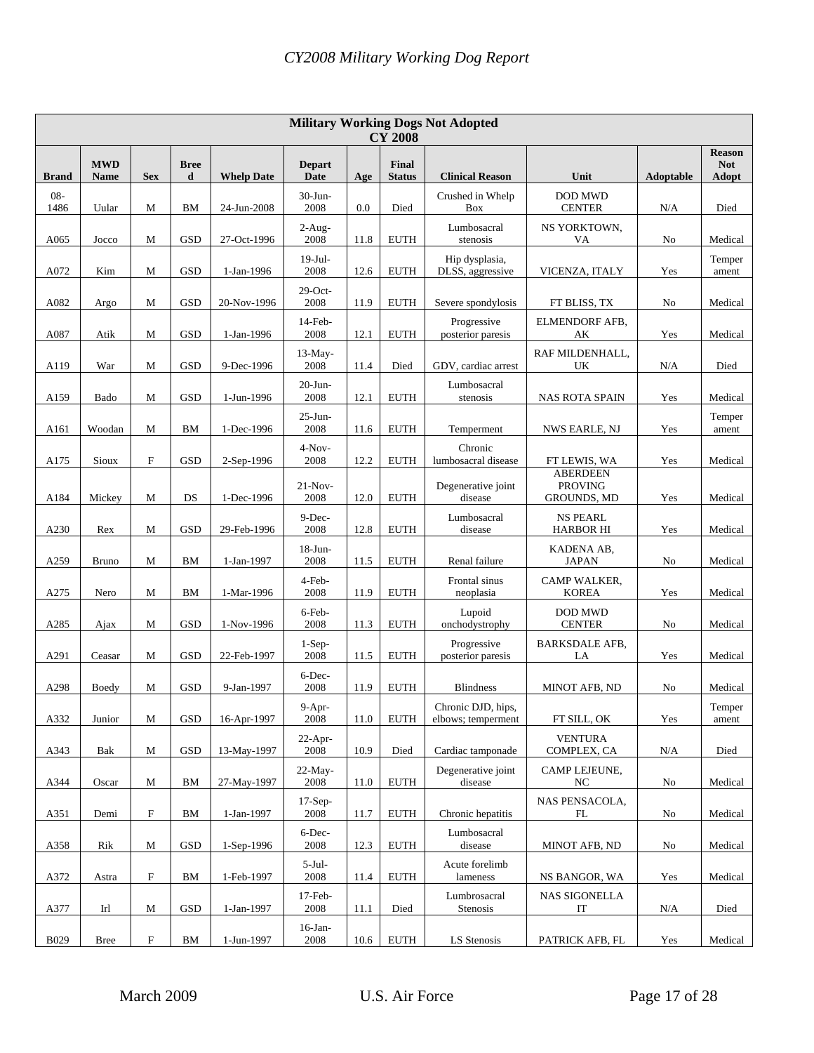| Military Working Dogs Not Adopted CY 2008 | | | | | | | | | | | |
|---|---|---|---|---|---|---|---|---|---|---|---|
| Brand | MWD Name | Sex | Breed | Whelp Date | Depart Date | Age | Final Status | Clinical Reason | Unit | Adoptable | Reason Not Adopt |
| 08-1486 | Uular | M | BM | 24-Jun-2008 | 30-Jun-2008 | 0.0 | Died | Crushed in Whelp Box | DOD MWD CENTER | N/A | Died |
| A065 | Jocco | M | GSD | 27-Oct-1996 | 2-Aug-2008 | 11.8 | EUTH | Lumbosacral stenosis | NS YORKTOWN, VA | No | Medical |
| A072 | Kim | M | GSD | 1-Jan-1996 | 19-Jul-2008 | 12.6 | EUTH | Hip dysplasia, DLSS, aggressive | VICENZA, ITALY | Yes | Temperament |
| A082 | Argo | M | GSD | 20-Nov-1996 | 29-Oct-2008 | 11.9 | EUTH | Severe spondylosis | FT BLISS, TX | No | Medical |
| A087 | Atik | M | GSD | 1-Jan-1996 | 14-Feb-2008 | 12.1 | EUTH | Progressive posterior paresis | ELMENDORF AFB, AK | Yes | Medical |
| A119 | War | M | GSD | 9-Dec-1996 | 13-May-2008 | 11.4 | Died | GDV, cardiac arrest | RAF MILDENHALL, UK | N/A | Died |
| A159 | Bado | M | GSD | 1-Jun-1996 | 20-Jun-2008 | 12.1 | EUTH | Lumbosacral stenosis | NAS ROTA SPAIN | Yes | Medical |
| A161 | Woodan | M | BM | 1-Dec-1996 | 25-Jun-2008 | 11.6 | EUTH | Temperment | NWS EARLE, NJ | Yes | Temperament |
| A175 | Sioux | F | GSD | 2-Sep-1996 | 4-Nov-2008 | 12.2 | EUTH | Chronic lumbosacral disease | FT LEWIS, WA | Yes | Medical |
| A184 | Mickey | M | DS | 1-Dec-1996 | 21-Nov-2008 | 12.0 | EUTH | Degenerative joint disease | ABERDEEN PROVING GROUNDS, MD | Yes | Medical |
| A230 | Rex | M | GSD | 29-Feb-1996 | 9-Dec-2008 | 12.8 | EUTH | Lumbosacral disease | NS PEARL HARBOR HI | Yes | Medical |
| A259 | Bruno | M | BM | 1-Jan-1997 | 18-Jun-2008 | 11.5 | EUTH | Renal failure | KADENA AB, JAPAN | No | Medical |
| A275 | Nero | M | BM | 1-Mar-1996 | 4-Feb-2008 | 11.9 | EUTH | Frontal sinus neoplasia | CAMP WALKER, KOREA | Yes | Medical |
| A285 | Ajax | M | GSD | 1-Nov-1996 | 6-Feb-2008 | 11.3 | EUTH | Lupoid onchodystrophy | DOD MWD CENTER | No | Medical |
| A291 | Ceasar | M | GSD | 22-Feb-1997 | 1-Sep-2008 | 11.5 | EUTH | Progressive posterior paresis | BARKSDALE AFB, LA | Yes | Medical |
| A298 | Boedy | M | GSD | 9-Jan-1997 | 6-Dec-2008 | 11.9 | EUTH | Blindness | MINOT AFB, ND | No | Medical |
| A332 | Junior | M | GSD | 16-Apr-1997 | 9-Apr-2008 | 11.0 | EUTH | Chronic DJD, hips, elbows; temperment | FT SILL, OK | Yes | Temperament |
| A343 | Bak | M | GSD | 13-May-1997 | 22-Apr-2008 | 10.9 | Died | Cardiac tamponade | VENTURA COMPLEX, CA | N/A | Died |
| A344 | Oscar | M | BM | 27-May-1997 | 22-May-2008 | 11.0 | EUTH | Degenerative joint disease | CAMP LEJEUNE, NC | No | Medical |
| A351 | Demi | F | BM | 1-Jan-1997 | 17-Sep-2008 | 11.7 | EUTH | Chronic hepatitis | NAS PENSACOLA, FL | No | Medical |
| A358 | Rik | M | GSD | 1-Sep-1996 | 6-Dec-2008 | 12.3 | EUTH | Lumbosacral disease | MINOT AFB, ND | No | Medical |
| A372 | Astra | F | BM | 1-Feb-1997 | 5-Jul-2008 | 11.4 | EUTH | Acute forelimb lameness | NS BANGOR, WA | Yes | Medical |
| A377 | Irl | M | GSD | 1-Jan-1997 | 17-Feb-2008 | 11.1 | Died | Lumbrosacral Stenosis | NAS SIGONELLA IT | N/A | Died |
| B029 | Bree | F | BM | 1-Jun-1997 | 16-Jan-2008 | 10.6 | EUTH | LS Stenosis | PATRICK AFB, FL | Yes | Medical |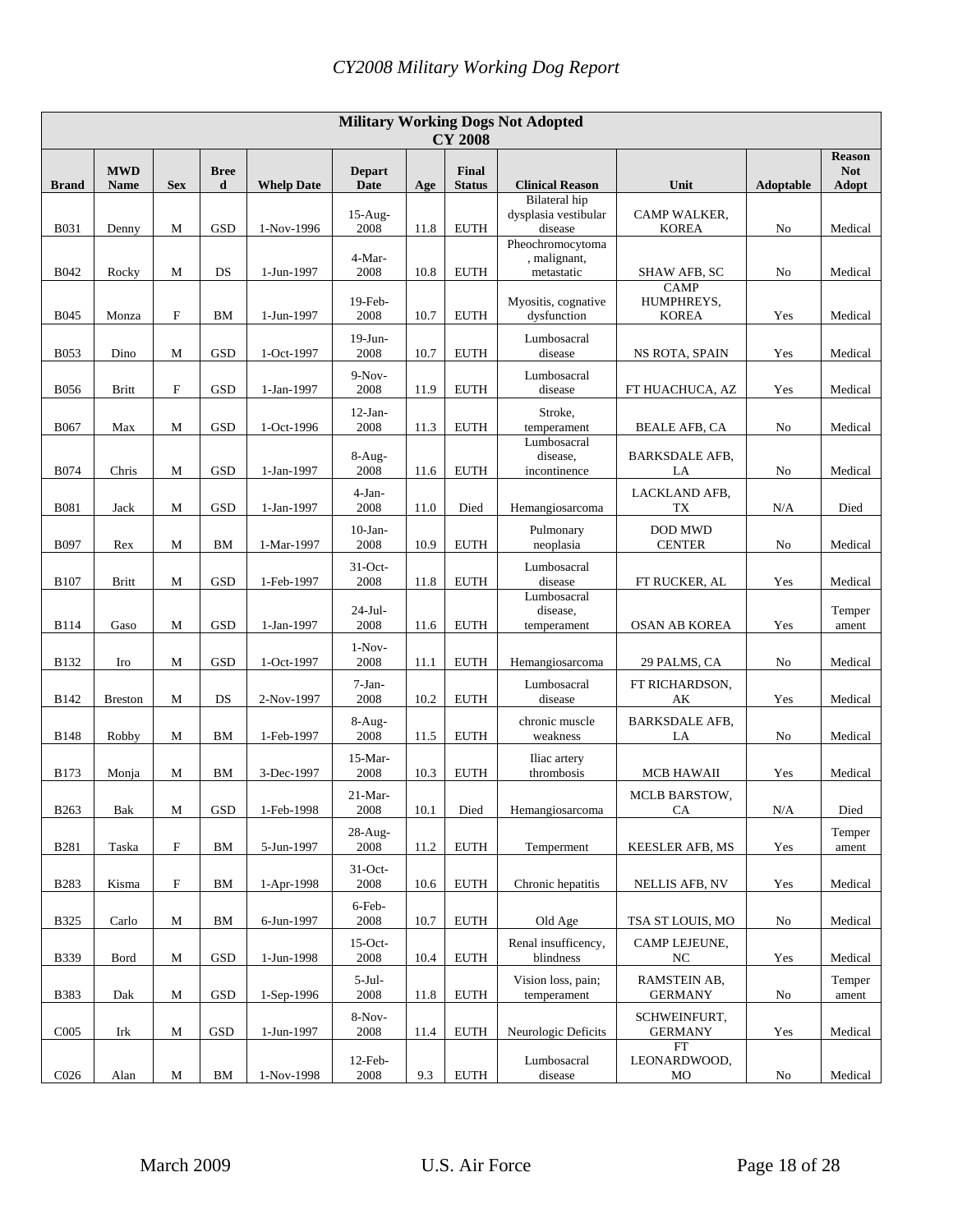| Military Working Dogs Not Adopted CY 2008 | | | | | | | | | | | |
|---|---|---|---|---|---|---|---|---|---|---|---|
| Brand | MWD Name | Sex | Breed | Whelp Date | Depart Date | Age | Final Status | Clinical Reason | Unit | Adoptable | Reason Not Adopt |
| B031 | Denny | M | GSD | 1-Nov-1996 | 15-Aug-2008 | 11.8 | EUTH | Bilateral hip dysplasia vestibular disease | CAMP WALKER, KOREA | No | Medical |
| B042 | Rocky | M | DS | 1-Jun-1997 | 4-Mar-2008 | 10.8 | EUTH | Pheochromocytoma, malignant, metastatic | SHAW AFB, SC | No | Medical |
| B045 | Monza | F | BM | 1-Jun-1997 | 19-Feb-2008 | 10.7 | EUTH | Myositis, cognative dysfunction | CAMP HUMPHREYS, KOREA | Yes | Medical |
| B053 | Dino | M | GSD | 1-Oct-1997 | 19-Jun-2008 | 10.7 | EUTH | Lumbosacral disease | NS ROTA, SPAIN | Yes | Medical |
| B056 | Britt | F | GSD | 1-Jan-1997 | 9-Nov-2008 | 11.9 | EUTH | Lumbosacral disease | FT HUACHUCA, AZ | Yes | Medical |
| B067 | Max | M | GSD | 1-Oct-1996 | 12-Jan-2008 | 11.3 | EUTH | Stroke, temperament | BEALE AFB, CA | No | Medical |
| B074 | Chris | M | GSD | 1-Jan-1997 | 8-Aug-2008 | 11.6 | EUTH | Lumbosacral disease, incontinence | BARKSDALE AFB, LA | No | Medical |
| B081 | Jack | M | GSD | 1-Jan-1997 | 4-Jan-2008 | 11.0 | Died | Hemangiosarcoma | LACKLAND AFB, TX | N/A | Died |
| B097 | Rex | M | BM | 1-Mar-1997 | 10-Jan-2008 | 10.9 | EUTH | Pulmonary neoplasia | DOD MWD CENTER | No | Medical |
| B107 | Britt | M | GSD | 1-Feb-1997 | 31-Oct-2008 | 11.8 | EUTH | Lumbosacral disease | FT RUCKER, AL | Yes | Medical |
| B114 | Gaso | M | GSD | 1-Jan-1997 | 24-Jul-2008 | 11.6 | EUTH | Lumbosacral disease, temperament | OSAN AB KOREA | Yes | Temperament |
| B132 | Iro | M | GSD | 1-Oct-1997 | 1-Nov-2008 | 11.1 | EUTH | Hemangiosarcoma | 29 PALMS, CA | No | Medical |
| B142 | Breston | M | DS | 2-Nov-1997 | 7-Jan-2008 | 10.2 | EUTH | Lumbosacral disease | FT RICHARDSON, AK | Yes | Medical |
| B148 | Robby | M | BM | 1-Feb-1997 | 8-Aug-2008 | 11.5 | EUTH | chronic muscle weakness | BARKSDALE AFB, LA | No | Medical |
| B173 | Monja | M | BM | 3-Dec-1997 | 15-Mar-2008 | 10.3 | EUTH | Iliac artery thrombosis | MCB HAWAII | Yes | Medical |
| B263 | Bak | M | GSD | 1-Feb-1998 | 21-Mar-2008 | 10.1 | Died | Hemangiosarcoma | MCLB BARSTOW, CA | N/A | Died |
| B281 | Taska | F | BM | 5-Jun-1997 | 28-Aug-2008 | 11.2 | EUTH | Temperment | KEESLER AFB, MS | Yes | Temperament |
| B283 | Kisma | F | BM | 1-Apr-1998 | 31-Oct-2008 | 10.6 | EUTH | Chronic hepatitis | NELLIS AFB, NV | Yes | Medical |
| B325 | Carlo | M | BM | 6-Jun-1997 | 6-Feb-2008 | 10.7 | EUTH | Old Age | TSA ST LOUIS, MO | No | Medical |
| B339 | Bord | M | GSD | 1-Jun-1998 | 15-Oct-2008 | 10.4 | EUTH | Renal insuffecency, blindness | CAMP LEJEUNE, NC | Yes | Medical |
| B383 | Dak | M | GSD | 1-Sep-1996 | 5-Jul-2008 | 11.8 | EUTH | Vision loss, pain; temperament | RAMSTEIN AB, GERMANY | No | Temperament |
| C005 | Irk | M | GSD | 1-Jun-1997 | 8-Nov-2008 | 11.4 | EUTH | Neurologic Deficits | SCHWEINFURT, GERMANY | Yes | Medical |
| C026 | Alan | M | BM | 1-Nov-1998 | 12-Feb-2008 | 9.3 | EUTH | Lumbosacral disease | FT LEONARDWOOD, MO | No | Medical |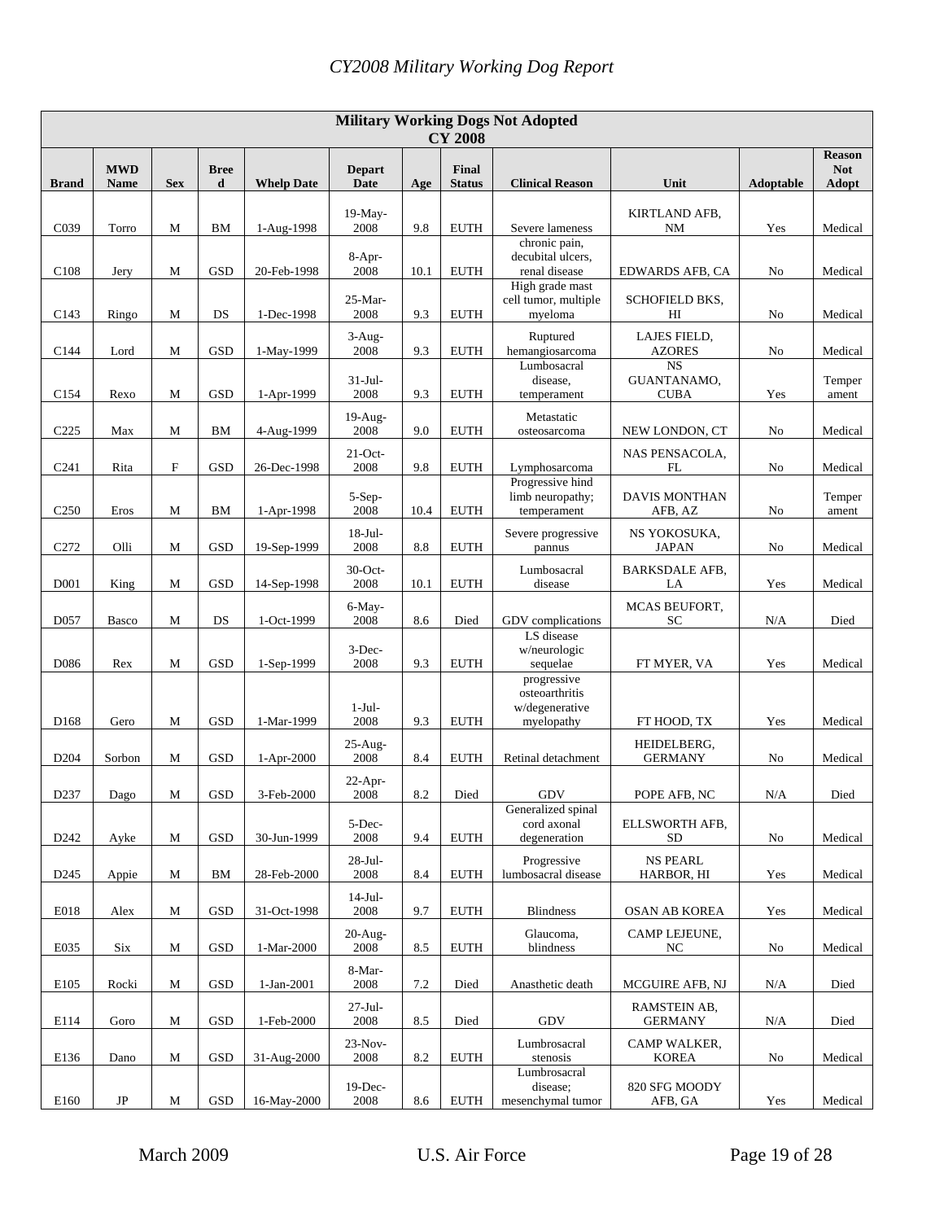## Military Working Dogs Not Adopted CY 2008

| Brand | MWD Name | Sex | Breed | Whelp Date | Depart Date | Age | Final Status | Clinical Reason | Unit | Adoptable | Reason Not Adopt |
|---|---|---|---|---|---|---|---|---|---|---|---|
| C039 | Torro | M | BM | 1-Aug-1998 | 19-May-2008 | 9.8 | EUTH | Severe lameness | KIRTLAND AFB, NM | Yes | Medical |
| C108 | Jery | M | GSD | 20-Feb-1998 | 8-Apr-2008 | 10.1 | EUTH | chronic pain, decubital ulcers, renal disease | EDWARDS AFB, CA | No | Medical |
| C143 | Ringo | M | DS | 1-Dec-1998 | 25-Mar-2008 | 9.3 | EUTH | High grade mast cell tumor, multiple myeloma | SCHOFIELD BKS, HI | No | Medical |
| C144 | Lord | M | GSD | 1-May-1999 | 3-Aug-2008 | 9.3 | EUTH | Ruptured hemangiosarcoma | LAJES FIELD, AZORES | No | Medical |
| C154 | Rexo | M | GSD | 1-Apr-1999 | 31-Jul-2008 | 9.3 | EUTH | Lumbosacral disease, temperament | NS GUANTANAMO, CUBA | Yes | Temperament |
| C225 | Max | M | BM | 4-Aug-1999 | 19-Aug-2008 | 9.0 | EUTH | Metastatic osteosarcoma | NEW LONDON, CT | No | Medical |
| C241 | Rita | F | GSD | 26-Dec-1998 | 21-Oct-2008 | 9.8 | EUTH | Lymphosarcoma | NAS PENSACOLA, FL | No | Medical |
| C250 | Eros | M | BM | 1-Apr-1998 | 5-Sep-2008 | 10.4 | EUTH | Progressive hind limb neuropathy; temperament | DAVIS MONTHAN AFB, AZ | No | Temperament |
| C272 | Olli | M | GSD | 19-Sep-1999 | 18-Jul-2008 | 8.8 | EUTH | Severe progressive pannus | NS YOKOSUKA, JAPAN | No | Medical |
| D001 | King | M | GSD | 14-Sep-1998 | 30-Oct-2008 | 10.1 | EUTH | Lumbosacral disease | BARKSDALE AFB, LA | Yes | Medical |
| D057 | Basco | M | DS | 1-Oct-1999 | 6-May-2008 | 8.6 | Died | GDV complications | MCAS BEUFORT, SC | N/A | Died |
| D086 | Rex | M | GSD | 1-Sep-1999 | 3-Dec-2008 | 9.3 | EUTH | LS disease w/neurologic sequelae | FT MYER, VA | Yes | Medical |
| D168 | Gero | M | GSD | 1-Mar-1999 | 1-Jul-2008 | 9.3 | EUTH | progressive osteoarthritis w/degenerative myelopathy | FT HOOD, TX | Yes | Medical |
| D204 | Sorbon | M | GSD | 1-Apr-2000 | 25-Aug-2008 | 8.4 | EUTH | Retinal detachment | HEIDELBERG, GERMANY | No | Medical |
| D237 | Dago | M | GSD | 3-Feb-2000 | 22-Apr-2008 | 8.2 | Died | GDV | POPE AFB, NC | N/A | Died |
| D242 | Ayke | M | GSD | 30-Jun-1999 | 5-Dec-2008 | 9.4 | EUTH | Generalized spinal cord axonal degeneration | ELLSWORTH AFB, SD | No | Medical |
| D245 | Appie | M | BM | 28-Feb-2000 | 28-Jul-2008 | 8.4 | EUTH | Progressive lumbosacral disease | NS PEARL HARBOR, HI | Yes | Medical |
| E018 | Alex | M | GSD | 31-Oct-1998 | 14-Jul-2008 | 9.7 | EUTH | Blindness | OSAN AB KOREA | Yes | Medical |
| E035 | Six | M | GSD | 1-Mar-2000 | 20-Aug-2008 | 8.5 | EUTH | Glaucoma, blindness | CAMP LEJEUNE, NC | No | Medical |
| E105 | Rocki | M | GSD | 1-Jan-2001 | 8-Mar-2008 | 7.2 | Died | Anasthetic death | MCGUIRE AFB, NJ | N/A | Died |
| E114 | Goro | M | GSD | 1-Feb-2000 | 27-Jul-2008 | 8.5 | Died | GDV | RAMSTEIN AB, GERMANY | N/A | Died |
| E136 | Dano | M | GSD | 31-Aug-2000 | 23-Nov-2008 | 8.2 | EUTH | Lumbrosacral stenosis | CAMP WALKER, KOREA | No | Medical |
| E160 | JP | M | GSD | 16-May-2000 | 19-Dec-2008 | 8.6 | EUTH | Lumbrosacral disease; mesenchymal tumor | 820 SFG MOODY AFB, GA | Yes | Medical |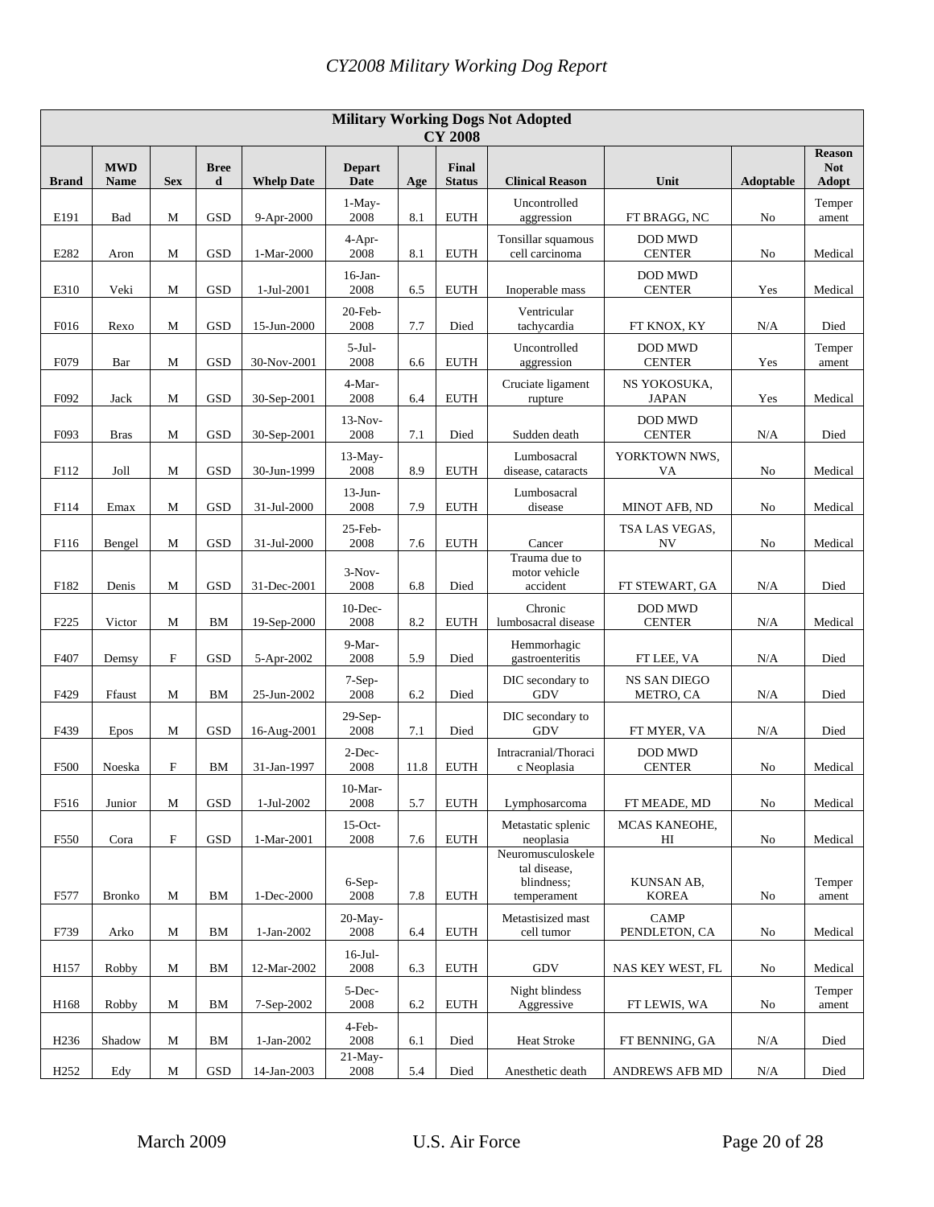| Military Working Dogs Not Adopted CY 2008 | | | | | | | | | | | |
|---|---|---|---|---|---|---|---|---|---|---|---|
| Brand | MWD Name | Sex | Breed | Whelp Date | Depart Date | Age | Final Status | Clinical Reason | Unit | Adoptable | Reason Not Adopt |
| E191 | Bad | M | GSD | 9-Apr-2000 | 1-May-2008 | 8.1 | EUTH | Uncontrolled aggression | FT BRAGG, NC | No | Temperament |
| E282 | Aron | M | GSD | 1-Mar-2000 | 4-Apr-2008 | 8.1 | EUTH | Tonsillar squamous cell carcinoma | DOD MWD CENTER | No | Medical |
| E310 | Veki | M | GSD | 1-Jul-2001 | 16-Jan-2008 | 6.5 | EUTH | Inoperable mass | DOD MWD CENTER | Yes | Medical |
| F016 | Rexo | M | GSD | 15-Jun-2000 | 20-Feb-2008 | 7.7 | Died | Ventricular tachycardia | FT KNOX, KY | N/A | Died |
| F079 | Bar | M | GSD | 30-Nov-2001 | 5-Jul-2008 | 6.6 | EUTH | Uncontrolled aggression | DOD MWD CENTER | Yes | Temperament |
| F092 | Jack | M | GSD | 30-Sep-2001 | 4-Mar-2008 | 6.4 | EUTH | Cruciate ligament rupture | NS YOKOSUKA, JAPAN | Yes | Medical |
| F093 | Bras | M | GSD | 30-Sep-2001 | 13-Nov-2008 | 7.1 | Died | Sudden death | DOD MWD CENTER | N/A | Died |
| F112 | Joll | M | GSD | 30-Jun-1999 | 13-May-2008 | 8.9 | EUTH | Lumbosacral disease, cataracts | YORKTOWN NWS, VA | No | Medical |
| F114 | Emax | M | GSD | 31-Jul-2000 | 13-Jun-2008 | 7.9 | EUTH | Lumbosacral disease | MINOT AFB, ND | No | Medical |
| F116 | Bengel | M | GSD | 31-Jul-2000 | 25-Feb-2008 | 7.6 | EUTH | Cancer | TSA LAS VEGAS, NV | No | Medical |
| F182 | Denis | M | GSD | 31-Dec-2001 | 3-Nov-2008 | 6.8 | Died | Trauma due to motor vehicle accident | FT STEWART, GA | N/A | Died |
| F225 | Victor | M | BM | 19-Sep-2000 | 10-Dec-2008 | 8.2 | EUTH | Chronic lumbosacral disease | DOD MWD CENTER | N/A | Medical |
| F407 | Demsy | F | GSD | 5-Apr-2002 | 9-Mar-2008 | 5.9 | Died | Hemmorhagic gastroenteritis | FT LEE, VA | N/A | Died |
| F429 | Ffaust | M | BM | 25-Jun-2002 | 7-Sep-2008 | 6.2 | Died | DIC secondary to GDV | NS SAN DIEGO METRO, CA | N/A | Died |
| F439 | Epos | M | GSD | 16-Aug-2001 | 29-Sep-2008 | 7.1 | Died | DIC secondary to GDV | FT MYER, VA | N/A | Died |
| F500 | Noeska | F | BM | 31-Jan-1997 | 2-Dec-2008 | 11.8 | EUTH | Intracranial/Thoracic Neoplasia | DOD MWD CENTER | No | Medical |
| F516 | Junior | M | GSD | 1-Jul-2002 | 10-Mar-2008 | 5.7 | EUTH | Lymphosarcoma | FT MEADE, MD | No | Medical |
| F550 | Cora | F | GSD | 1-Mar-2001 | 15-Oct-2008 | 7.6 | EUTH | Metastatic splenic neoplasia | MCAS KANEOHE, HI | No | Medical |
| F577 | Bronko | M | BM | 1-Dec-2000 | 6-Sep-2008 | 7.8 | EUTH | Neuromusculoskeletal disease, blindness; temperament | KUNSAN AB, KOREA | No | Temperament |
| F739 | Arko | M | BM | 1-Jan-2002 | 20-May-2008 | 6.4 | EUTH | Metastisized mast cell tumor | CAMP PENDLETON, CA | No | Medical |
| H157 | Robby | M | BM | 12-Mar-2002 | 16-Jul-2008 | 6.3 | EUTH | GDV | NAS KEY WEST, FL | No | Medical |
| H168 | Robby | M | BM | 7-Sep-2002 | 5-Dec-2008 | 6.2 | EUTH | Night blindess Aggressive | FT LEWIS, WA | No | Temperament |
| H236 | Shadow | M | BM | 1-Jan-2002 | 4-Feb-2008 | 6.1 | Died | Heat Stroke | FT BENNING, GA | N/A | Died |
| H252 | Edy | M | GSD | 14-Jan-2003 | 21-May-2008 | 5.4 | Died | Anesthetic death | ANDREWS AFB MD | N/A | Died |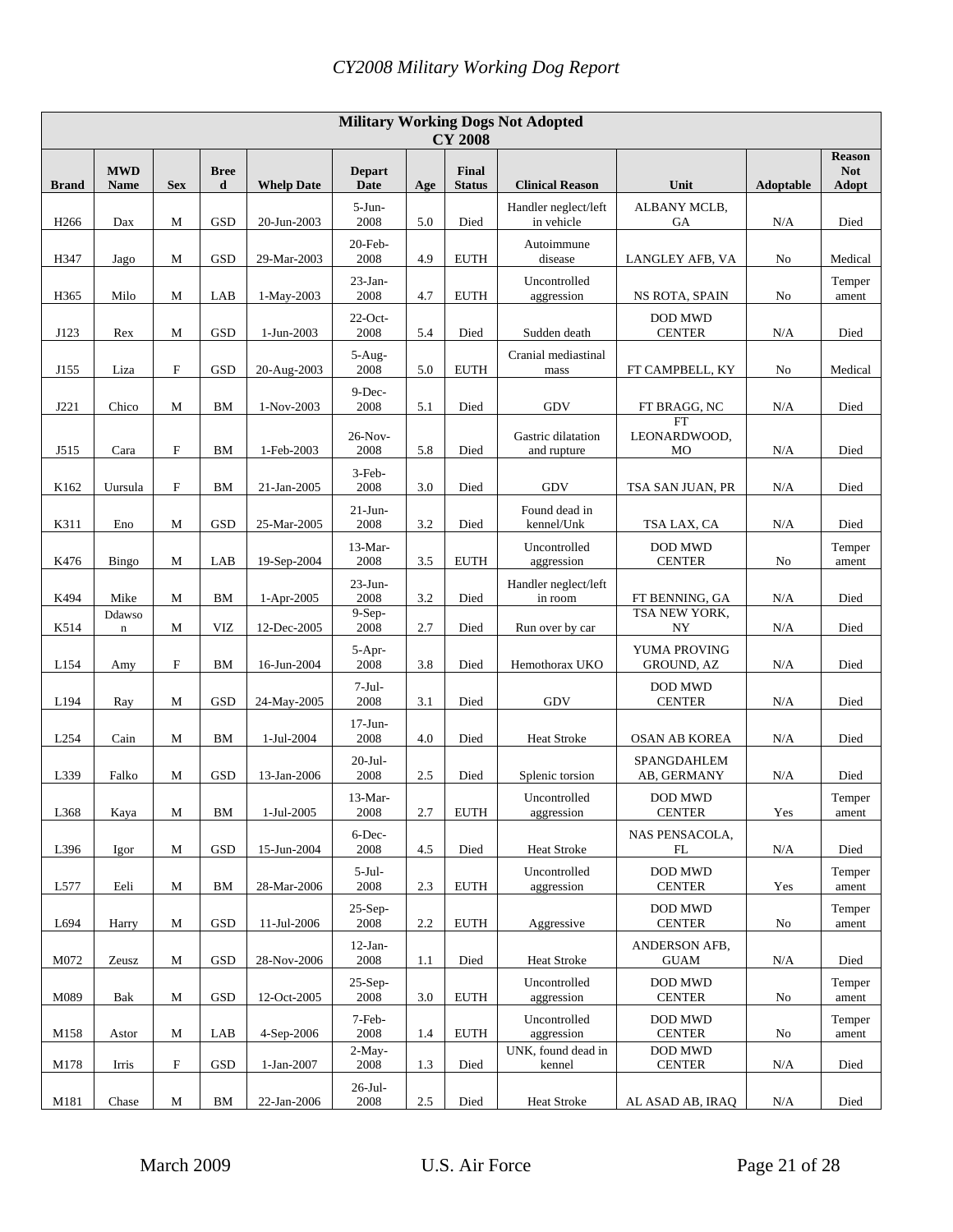# CY2008 Military Working Dog Report

| Military Working Dogs Not Adopted CY 2008 | | | | | | | | | | | |
|---|---|---|---|---|---|---|---|---|---|---|---|
| **Brand** | **MWD Name** | **Sex** | **Breed** | **Whelp Date** | **Depart Date** | **Age** | **Final Status** | **Clinical Reason** | **Unit** | **Adoptable** | **Reason Not Adopt** |
| H266 | Dax | M | GSD | 20-Jun-2003 | 5-Jun-2008 | 5.0 | Died | Handler neglect/left in vehicle | ALBANY MCLB, GA | N/A | Died |
| H347 | Jago | M | GSD | 29-Mar-2003 | 20-Feb-2008 | 4.9 | EUTH | Autoimmune disease | LANGLEY AFB, VA | No | Medical |
| H365 | Milo | M | LAB | 1-May-2003 | 23-Jan-2008 | 4.7 | EUTH | Uncontrolled aggression | NS ROTA, SPAIN | No | Temperament |
| J123 | Rex | M | GSD | 1-Jun-2003 | 22-Oct-2008 | 5.4 | Died | Sudden death | DOD MWD CENTER | N/A | Died |
| J155 | Liza | F | GSD | 20-Aug-2003 | 5-Aug-2008 | 5.0 | EUTH | Cranial mediastinal mass | FT CAMPBELL, KY | No | Medical |
| J221 | Chico | M | BM | 1-Nov-2003 | 9-Dec-2008 | 5.1 | Died | GDV | FT BRAGG, NC | N/A | Died |
| J515 | Cara | F | BM | 1-Feb-2003 | 26-Nov-2008 | 5.8 | Died | Gastric dilatation and rupture | FT LEONARDWOOD, MO | N/A | Died |
| K162 | Uursula | F | BM | 21-Jan-2005 | 3-Feb-2008 | 3.0 | Died | GDV | TSA SAN JUAN, PR | N/A | Died |
| K311 | Eno | M | GSD | 25-Mar-2005 | 21-Jun-2008 | 3.2 | Died | Found dead in kennel/Unk | TSA LAX, CA | N/A | Died |
| K476 | Bingo | M | LAB | 19-Sep-2004 | 13-Mar-2008 | 3.5 | EUTH | Uncontrolled aggression | DOD MWD CENTER | No | Temperament |
| K494 | Mike | M | BM | 1-Apr-2005 | 23-Jun-2008 | 3.2 | Died | Handler neglect/left in room | FT BENNING, GA | N/A | Died |
| K514 | Ddawson | M | VIZ | 12-Dec-2005 | 9-Sep-2008 | 2.7 | Died | Run over by car | TSA NEW YORK, NY | N/A | Died |
| L154 | Amy | F | BM | 16-Jun-2004 | 5-Apr-2008 | 3.8 | Died | Hemothorax UKO | YUMA PROVING GROUND, AZ | N/A | Died |
| L194 | Ray | M | GSD | 24-May-2005 | 7-Jul-2008 | 3.1 | Died | GDV | DOD MWD CENTER | N/A | Died |
| L254 | Cain | M | BM | 1-Jul-2004 | 17-Jun-2008 | 4.0 | Died | Heat Stroke | OSAN AB KOREA | N/A | Died |
| L339 | Falko | M | GSD | 13-Jan-2006 | 20-Jul-2008 | 2.5 | Died | Splenic torsion | SPANGDAHLEM AB, GERMANY | N/A | Died |
| L368 | Kaya | M | BM | 1-Jul-2005 | 13-Mar-2008 | 2.7 | EUTH | Uncontrolled aggression | DOD MWD CENTER | Yes | Temperament |
| L396 | Igor | M | GSD | 15-Jun-2004 | 6-Dec-2008 | 4.5 | Died | Heat Stroke | NAS PENSACOLA, FL | N/A | Died |
| L577 | Eeli | M | BM | 28-Mar-2006 | 5-Jul-2008 | 2.3 | EUTH | Uncontrolled aggression | DOD MWD CENTER | Yes | Temperament |
| L694 | Harry | M | GSD | 11-Jul-2006 | 25-Sep-2008 | 2.2 | EUTH | Aggressive | DOD MWD CENTER | No | Temperament |
| M072 | Zeusz | M | GSD | 28-Nov-2006 | 12-Jan-2008 | 1.1 | Died | Heat Stroke | ANDERSON AFB, GUAM | N/A | Died |
| M089 | Bak | M | GSD | 12-Oct-2005 | 25-Sep-2008 | 3.0 | EUTH | Uncontrolled aggression | DOD MWD CENTER | No | Temperament |
| M158 | Astor | M | LAB | 4-Sep-2006 | 7-Feb-2008 | 1.4 | EUTH | Uncontrolled aggression | DOD MWD CENTER | No | Temperament |
| M178 | Irris | F | GSD | 1-Jan-2007 | 2-May-2008 | 1.3 | Died | UNK, found dead in kennel | DOD MWD CENTER | N/A | Died |
| M181 | Chase | M | BM | 22-Jan-2006 | 26-Jul-2008 | 2.5 | Died | Heat Stroke | AL ASAD AB, IRAQ | N/A | Died |

March 2009 U.S. Air Force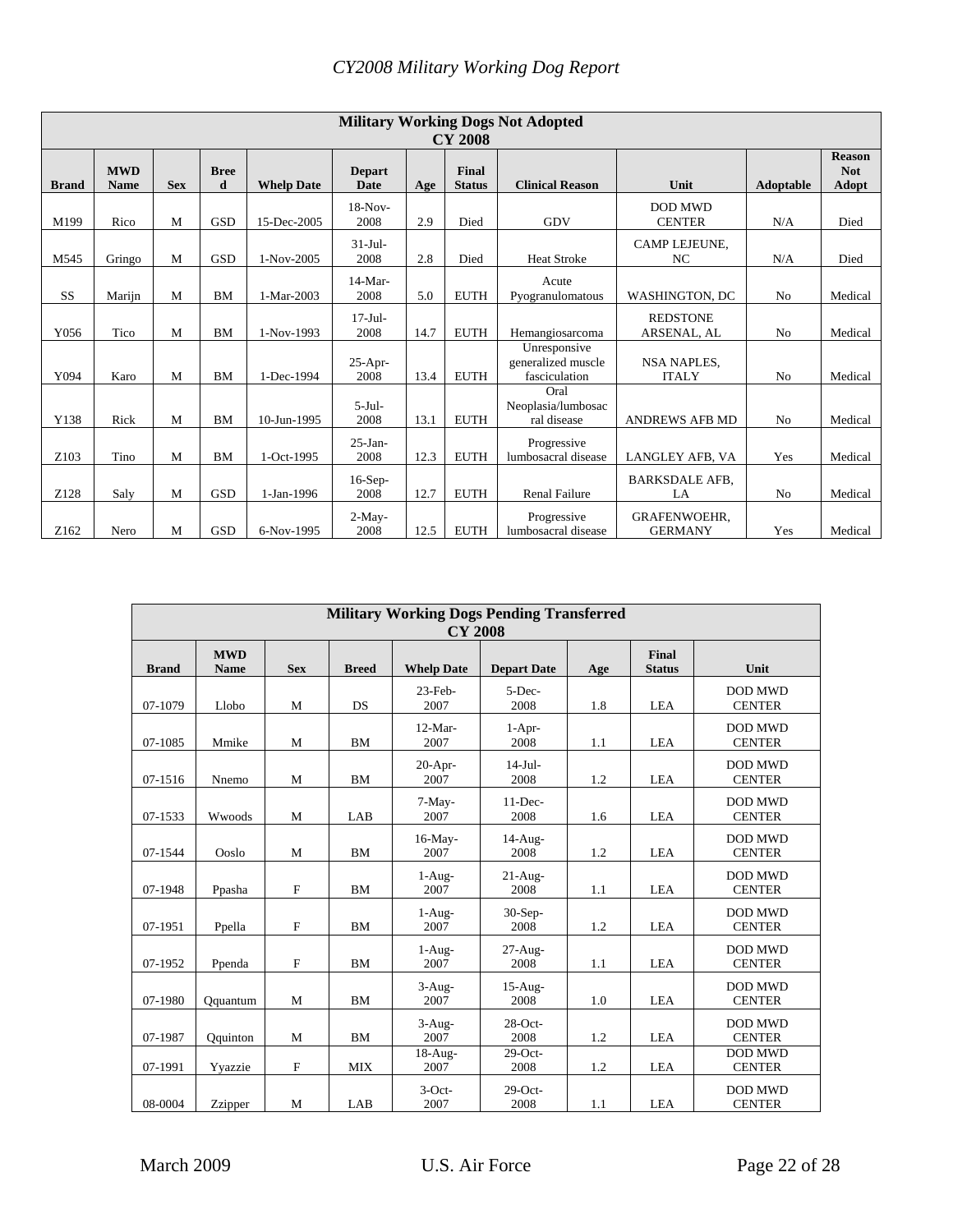| Military Working Dogs Not Adopted CY 2008 | | | | | | | | | | | |
|---|---|---|---|---|---|---|---|---|---|---|---|
| **Brand** | **MWD Name** | **Sex** | **Breed** | **Whelp Date** | **Depart Date** | **Age** | **Final Status** | **Clinical Reason** | **Unit** | **Adoptable** | **Reason Not Adopt** |
| M199 | Rico | M | GSD | 15-Dec-2005 | 18-Nov-2008 | 2.9 | Died | GDV | DOD MWD CENTER | N/A | Died |
| M545 | Gringo | M | GSD | 1-Nov-2005 | 31-Jul-2008 | 2.8 | Died | Heat Stroke | CAMP LEJEUNE, NC | N/A | Died |
| SS | Marijn | M | BM | 1-Mar-2003 | 14-Mar-2008 | 5.0 | EUTH | Acute Pyogranulomatous | WASHINGTON, DC | No | Medical |
| Y056 | Tico | M | BM | 1-Nov-1993 | 17-Jul-2008 | 14.7 | EUTH | Hemangiosarcoma | REDSTONE ARSENAL, AL | No | Medical |
| Y094 | Karo | M | BM | 1-Dec-1994 | 25-Apr-2008 | 13.4 | EUTH | Unresponsive generalized muscle fasciculation | NSA NAPLES, ITALY | No | Medical |
| Y138 | Rick | M | BM | 10-Jun-1995 | 5-Jul-2008 | 13.1 | EUTH | Oral Neoplasia/lumbosacral disease | ANDREWS AFB MD | No | Medical |
| Z103 | Tino | M | BM | 1-Oct-1995 | 25-Jan-2008 | 12.3 | EUTH | Progressive lumbosacral disease | LANGLEY AFB, VA | Yes | Medical |
| Z128 | Saly | M | GSD | 1-Jan-1996 | 16-Sep-2008 | 12.7 | EUTH | Renal Failure | BARKSDALE AFB, LA | No | Medical |
| Z162 | Nero | M | GSD | 6-Nov-1995 | 2-May-2008 | 12.5 | EUTH | Progressive lumbosacral disease | GRAFENWOEHR, GERMANY | Yes | Medical |

| Military Working Dogs Pending Transferred CY 2008 | | | | | | | | |
|---|---|---|---|---|---|---|---|---|
| **Brand** | **MWD Name** | **Sex** | **Breed** | **Whelp Date** | **Depart Date** | **Age** | **Final Status** | **Unit** |
| 07-1079 | Llobo | M | DS | 23-Feb-2007 | 5-Dec-2008 | 1.8 | LEA | DOD MWD CENTER |
| 07-1085 | Mmike | M | BM | 12-Mar-2007 | 1-Apr-2008 | 1.1 | LEA | DOD MWD CENTER |
| 07-1516 | Nnemo | M | BM | 20-Apr-2007 | 14-Jul-2008 | 1.2 | LEA | DOD MWD CENTER |
| 07-1533 | Wwoods | M | LAB | 7-May-2007 | 11-Dec-2008 | 1.6 | LEA | DOD MWD CENTER |
| 07-1544 | Ooslo | M | BM | 16-May-2007 | 14-Aug-2008 | 1.2 | LEA | DOD MWD CENTER |
| 07-1948 | Ppasha | F | BM | 1-Aug-2007 | 21-Aug-2008 | 1.1 | LEA | DOD MWD CENTER |
| 07-1951 | Ppella | F | BM | 1-Aug-2007 | 30-Sep-2008 | 1.2 | LEA | DOD MWD CENTER |
| 07-1952 | Ppenda | F | BM | 1-Aug-2007 | 27-Aug-2008 | 1.1 | LEA | DOD MWD CENTER |
| 07-1980 | Qquantum | M | BM | 3-Aug-2007 | 15-Aug-2008 | 1.0 | LEA | DOD MWD CENTER |
| 07-1987 | Qquinton | M | BM | 3-Aug-2007 | 28-Oct-2008 | 1.2 | LEA | DOD MWD CENTER |
| 07-1991 | Yyazzie | F | MIX | 18-Aug-2007 | 29-Oct-2008 | 1.2 | LEA | DOD MWD CENTER |
| 08-0004 | Zzipper | M | LAB | 3-Oct-2007 | 29-Oct-2008 | 1.1 | LEA | DOD MWD CENTER |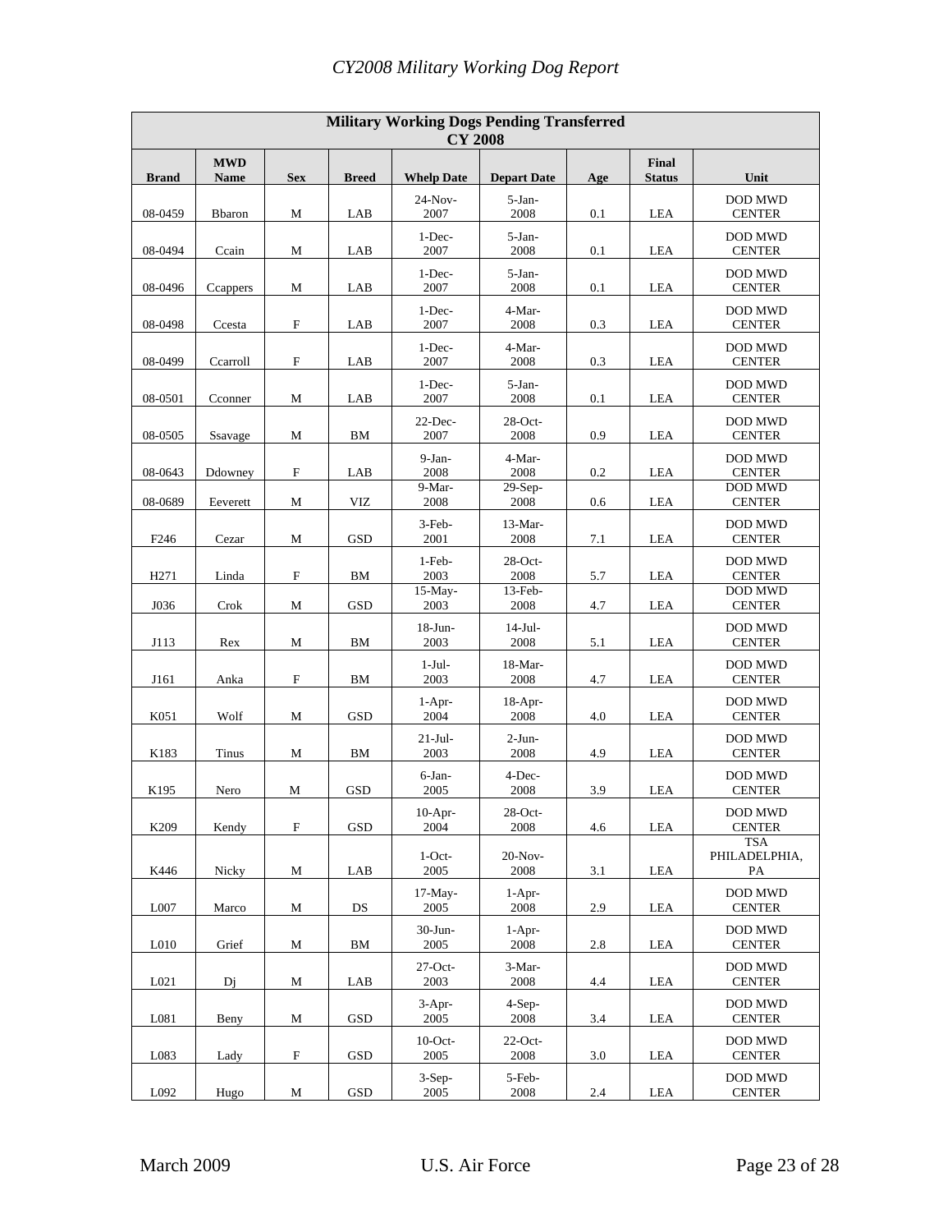*CY2008 Military Working Dog Report*

| Military Working Dogs Pending Transferred CY 2008 | | | | | | | | |
|---|---|---|---|---|---|---|---|---|
| **Brand** | **MWD Name** | **Sex** | **Breed** | **Whelp Date** | **Depart Date** | **Age** | **Final Status** | **Unit** |
| 08-0459 | Bbaron | M | LAB | 24-Nov-2007 | 5-Jan-2008 | 0.1 | LEA | DOD MWD CENTER |
| 08-0494 | Ccain | M | LAB | 1-Dec-2007 | 5-Jan-2008 | 0.1 | LEA | DOD MWD CENTER |
| 08-0496 | Ccappers | M | LAB | 1-Dec-2007 | 5-Jan-2008 | 0.1 | LEA | DOD MWD CENTER |
| 08-0498 | Ccesta | F | LAB | 1-Dec-2007 | 4-Mar-2008 | 0.3 | LEA | DOD MWD CENTER |
| 08-0499 | Ccarroll | F | LAB | 1-Dec-2007 | 4-Mar-2008 | 0.3 | LEA | DOD MWD CENTER |
| 08-0501 | Cconner | M | LAB | 1-Dec-2007 | 5-Jan-2008 | 0.1 | LEA | DOD MWD CENTER |
| 08-0505 | Ssavage | M | BM | 22-Dec-2007 | 28-Oct-2008 | 0.9 | LEA | DOD MWD CENTER |
| 08-0643 | Ddowney | F | LAB | 9-Jan-2008 | 4-Mar-2008 | 0.2 | LEA | DOD MWD CENTER |
| 08-0689 | Eeverett | M | VIZ | 9-Mar-2008 | 29-Sep-2008 | 0.6 | LEA | DOD MWD CENTER |
| F246 | Cezar | M | GSD | 3-Feb-2001 | 13-Mar-2008 | 7.1 | LEA | DOD MWD CENTER |
| H271 | Linda | F | BM | 1-Feb-2003 | 28-Oct-2008 | 5.7 | LEA | DOD MWD CENTER |
| J036 | Crok | M | GSD | 15-May-2003 | 13-Feb-2008 | 4.7 | LEA | DOD MWD CENTER |
| J113 | Rex | M | BM | 18-Jun-2003 | 14-Jul-2008 | 5.1 | LEA | DOD MWD CENTER |
| J161 | Anka | F | BM | 1-Jul-2003 | 18-Mar-2008 | 4.7 | LEA | DOD MWD CENTER |
| K051 | Wolf | M | GSD | 1-Apr-2004 | 18-Apr-2008 | 4.0 | LEA | DOD MWD CENTER |
| K183 | Tinus | M | BM | 21-Jul-2003 | 2-Jun-2008 | 4.9 | LEA | DOD MWD CENTER |
| K195 | Nero | M | GSD | 6-Jan-2005 | 4-Dec-2008 | 3.9 | LEA | DOD MWD CENTER |
| K209 | Kendy | F | GSD | 10-Apr-2004 | 28-Oct-2008 | 4.6 | LEA | DOD MWD CENTER |
| K446 | Nicky | M | LAB | 1-Oct-2005 | 20-Nov-2008 | 3.1 | LEA | TSA PHILADELPHIA, PA |
| L007 | Marco | M | DS | 17-May-2005 | 1-Apr-2008 | 2.9 | LEA | DOD MWD CENTER |
| L010 | Grief | M | BM | 30-Jun-2005 | 1-Apr-2008 | 2.8 | LEA | DOD MWD CENTER |
| L021 | Dj | M | LAB | 27-Oct-2003 | 3-Mar-2008 | 4.4 | LEA | DOD MWD CENTER |
| L081 | Beny | M | GSD | 3-Apr-2005 | 4-Sep-2008 | 3.4 | LEA | DOD MWD CENTER |
| L083 | Lady | F | GSD | 10-Oct-2005 | 22-Oct-2008 | 3.0 | LEA | DOD MWD CENTER |
| L092 | Hugo | M | GSD | 3-Sep-2005 | 5-Feb-2008 | 2.4 | LEA | DOD MWD CENTER |

March 2009 U.S. Air Force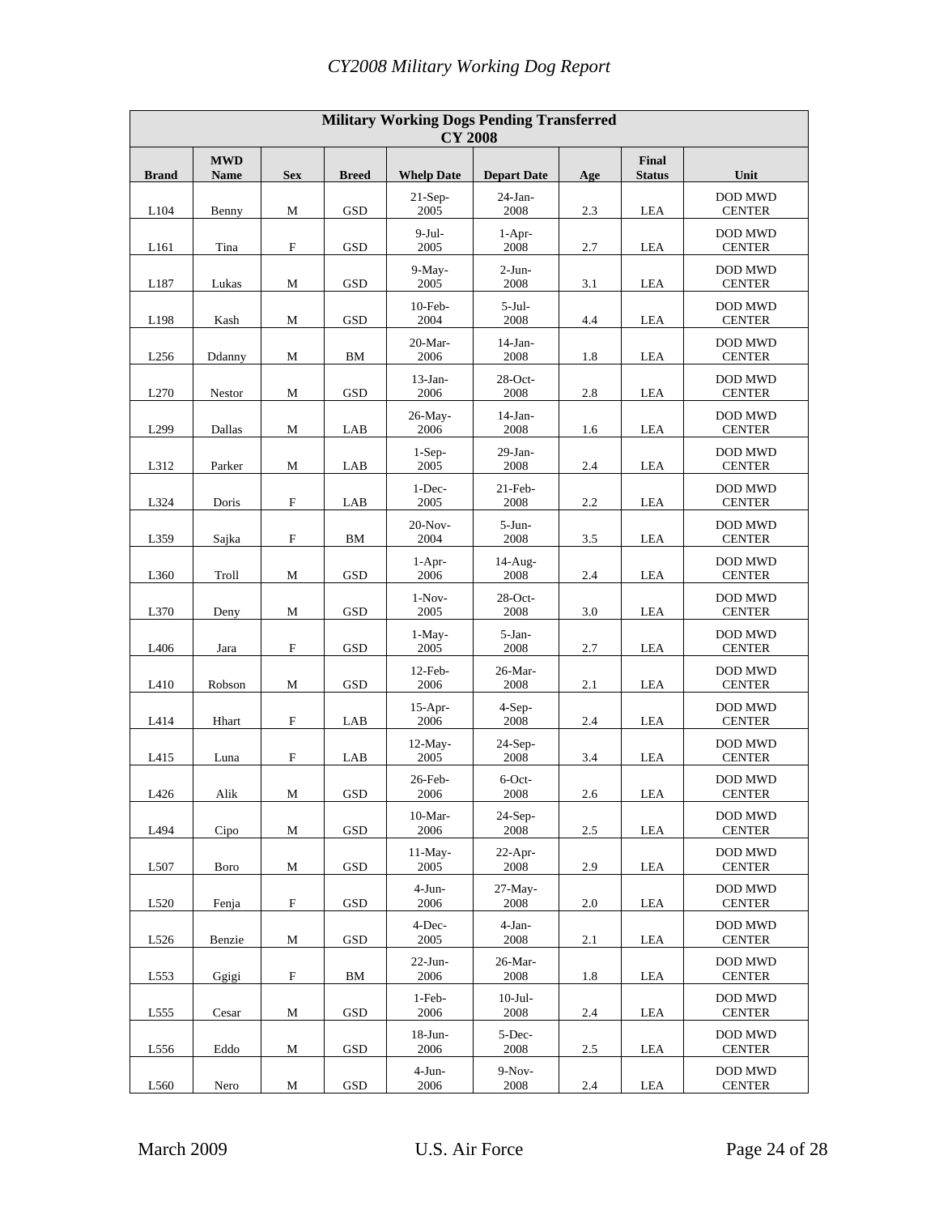| Military Working Dogs Pending Transferred CY 2008 | | | | | | | | |
|---|---|---|---|---|---|---|---|---|
| Brand | MWD Name | Sex | Breed | Whelp Date | Depart Date | Age | Final Status | Unit |
| L104 | Benny | M | GSD | 21-Sep-2005 | 24-Jan-2008 | 2.3 | LEA | DOD MWD CENTER |
| L161 | Tina | F | GSD | 9-Jul-2005 | 1-Apr-2008 | 2.7 | LEA | DOD MWD CENTER |
| L187 | Lukas | M | GSD | 9-May-2005 | 2-Jun-2008 | 3.1 | LEA | DOD MWD CENTER |
| L198 | Kash | M | GSD | 10-Feb-2004 | 5-Jul-2008 | 4.4 | LEA | DOD MWD CENTER |
| L256 | Ddanny | M | BM | 20-Mar-2006 | 14-Jan-2008 | 1.8 | LEA | DOD MWD CENTER |
| L270 | Nestor | M | GSD | 13-Jan-2006 | 28-Oct-2008 | 2.8 | LEA | DOD MWD CENTER |
| L299 | Dallas | M | LAB | 26-May-2006 | 14-Jan-2008 | 1.6 | LEA | DOD MWD CENTER |
| L312 | Parker | M | LAB | 1-Sep-2005 | 29-Jan-2008 | 2.4 | LEA | DOD MWD CENTER |
| L324 | Doris | F | LAB | 1-Dec-2005 | 21-Feb-2008 | 2.2 | LEA | DOD MWD CENTER |
| L359 | Sajka | F | BM | 20-Nov-2004 | 5-Jun-2008 | 3.5 | LEA | DOD MWD CENTER |
| L360 | Troll | M | GSD | 1-Apr-2006 | 14-Aug-2008 | 2.4 | LEA | DOD MWD CENTER |
| L370 | Deny | M | GSD | 1-Nov-2005 | 28-Oct-2008 | 3.0 | LEA | DOD MWD CENTER |
| L406 | Jara | F | GSD | 1-May-2005 | 5-Jan-2008 | 2.7 | LEA | DOD MWD CENTER |
| L410 | Robson | M | GSD | 12-Feb-2006 | 26-Mar-2008 | 2.1 | LEA | DOD MWD CENTER |
| L414 | Hhart | F | LAB | 15-Apr-2006 | 4-Sep-2008 | 2.4 | LEA | DOD MWD CENTER |
| L415 | Luna | F | LAB | 12-May-2005 | 24-Sep-2008 | 3.4 | LEA | DOD MWD CENTER |
| L426 | Alik | M | GSD | 26-Feb-2006 | 6-Oct-2008 | 2.6 | LEA | DOD MWD CENTER |
| L494 | Cipo | M | GSD | 10-Mar-2006 | 24-Sep-2008 | 2.5 | LEA | DOD MWD CENTER |
| L507 | Boro | M | GSD | 11-May-2005 | 22-Apr-2008 | 2.9 | LEA | DOD MWD CENTER |
| L520 | Fenja | F | GSD | 4-Jun-2006 | 27-May-2008 | 2.0 | LEA | DOD MWD CENTER |
| L526 | Benzie | M | GSD | 4-Dec-2005 | 4-Jan-2008 | 2.1 | LEA | DOD MWD CENTER |
| L553 | Ggigi | F | BM | 22-Jun-2006 | 26-Mar-2008 | 1.8 | LEA | DOD MWD CENTER |
| L555 | Cesar | M | GSD | 1-Feb-2006 | 10-Jul-2008 | 2.4 | LEA | DOD MWD CENTER |
| L556 | Eddo | M | GSD | 18-Jun-2006 | 5-Dec-2008 | 2.5 | LEA | DOD MWD CENTER |
| L560 | Nero | M | GSD | 4-Jun-2006 | 9-Nov-2008 | 2.4 | LEA | DOD MWD CENTER |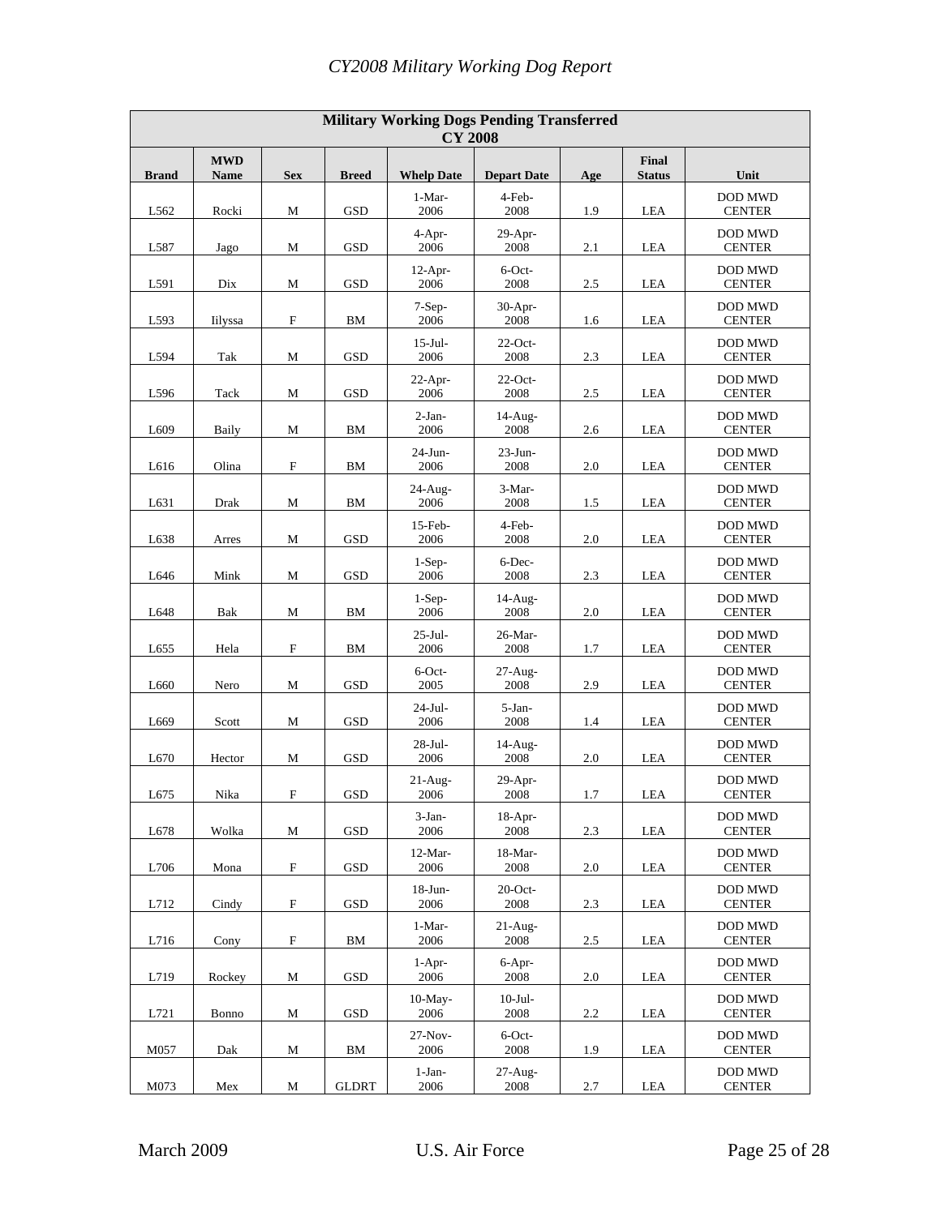| Military Working Dogs Pending Transferred CY 2008 | | | | | | | | |
|---|---|---|---|---|---|---|---|---|
| Brand | MWD Name | Sex | Breed | Whelp Date | Depart Date | Age | Final Status | Unit |
| L562 | Rocki | M | GSD | 1-Mar-2006 | 4-Feb-2008 | 1.9 | LEA | DOD MWD CENTER |
| L587 | Jago | M | GSD | 4-Apr-2006 | 29-Apr-2008 | 2.1 | LEA | DOD MWD CENTER |
| L591 | Dix | M | GSD | 12-Apr-2006 | 6-Oct-2008 | 2.5 | LEA | DOD MWD CENTER |
| L593 | Iilyssa | F | BM | 7-Sep-2006 | 30-Apr-2008 | 1.6 | LEA | DOD MWD CENTER |
| L594 | Tak | M | GSD | 15-Jul-2006 | 22-Oct-2008 | 2.3 | LEA | DOD MWD CENTER |
| L596 | Tack | M | GSD | 22-Apr-2006 | 22-Oct-2008 | 2.5 | LEA | DOD MWD CENTER |
| L609 | Baily | M | BM | 2-Jan-2006 | 14-Aug-2008 | 2.6 | LEA | DOD MWD CENTER |
| L616 | Olina | F | BM | 24-Jun-2006 | 23-Jun-2008 | 2.0 | LEA | DOD MWD CENTER |
| L631 | Drak | M | BM | 24-Aug-2006 | 3-Mar-2008 | 1.5 | LEA | DOD MWD CENTER |
| L638 | Arres | M | GSD | 15-Feb-2006 | 4-Feb-2008 | 2.0 | LEA | DOD MWD CENTER |
| L646 | Mink | M | GSD | 1-Sep-2006 | 6-Dec-2008 | 2.3 | LEA | DOD MWD CENTER |
| L648 | Bak | M | BM | 1-Sep-2006 | 14-Aug-2008 | 2.0 | LEA | DOD MWD CENTER |
| L655 | Hela | F | BM | 25-Jul-2006 | 26-Mar-2008 | 1.7 | LEA | DOD MWD CENTER |
| L660 | Nero | M | GSD | 6-Oct-2005 | 27-Aug-2008 | 2.9 | LEA | DOD MWD CENTER |
| L669 | Scott | M | GSD | 24-Jul-2006 | 5-Jan-2008 | 1.4 | LEA | DOD MWD CENTER |
| L670 | Hector | M | GSD | 28-Jul-2006 | 14-Aug-2008 | 2.0 | LEA | DOD MWD CENTER |
| L675 | Nika | F | GSD | 21-Aug-2006 | 29-Apr-2008 | 1.7 | LEA | DOD MWD CENTER |
| L678 | Wolka | M | GSD | 3-Jan-2006 | 18-Apr-2008 | 2.3 | LEA | DOD MWD CENTER |
| L706 | Mona | F | GSD | 12-Mar-2006 | 18-Mar-2008 | 2.0 | LEA | DOD MWD CENTER |
| L712 | Cindy | F | GSD | 18-Jun-2006 | 20-Oct-2008 | 2.3 | LEA | DOD MWD CENTER |
| L716 | Cony | F | BM | 1-Mar-2006 | 21-Aug-2008 | 2.5 | LEA | DOD MWD CENTER |
| L719 | Rockey | M | GSD | 1-Apr-2006 | 6-Apr-2008 | 2.0 | LEA | DOD MWD CENTER |
| L721 | Bonno | M | GSD | 10-May-2006 | 10-Jul-2008 | 2.2 | LEA | DOD MWD CENTER |
| M057 | Dak | M | BM | 27-Nov-2006 | 6-Oct-2008 | 1.9 | LEA | DOD MWD CENTER |
| M073 | Mex | M | GLDRT | 1-Jan-2006 | 27-Aug-2008 | 2.7 | LEA | DOD MWD CENTER |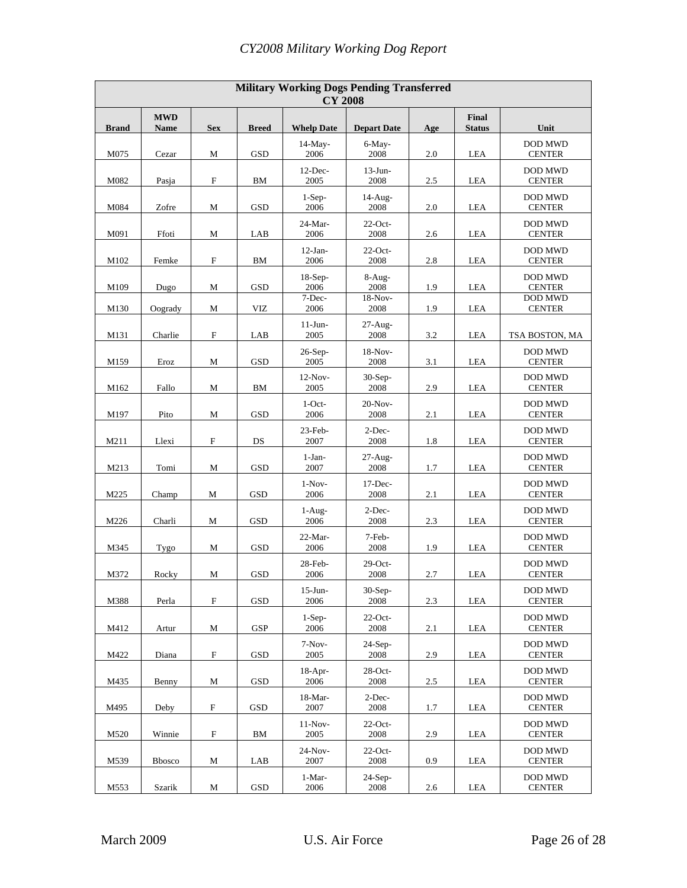| Military Working Dogs Pending Transferred CY 2008 | | | | | | | | |
|---|---|---|---|---|---|---|---|---|
| Brand | MWD Name | Sex | Breed | Whelp Date | Depart Date | Age | Final Status | Unit |
| M075 | Cezar | M | GSD | 14-May-2006 | 6-May-2008 | 2.0 | LEA | DOD MWD CENTER |
| M082 | Pasja | F | BM | 12-Dec-2005 | 13-Jun-2008 | 2.5 | LEA | DOD MWD CENTER |
| M084 | Zofre | M | GSD | 1-Sep-2006 | 14-Aug-2008 | 2.0 | LEA | DOD MWD CENTER |
| M091 | Ffoti | M | LAB | 24-Mar-2006 | 22-Oct-2008 | 2.6 | LEA | DOD MWD CENTER |
| M102 | Femke | F | BM | 12-Jan-2006 | 22-Oct-2008 | 2.8 | LEA | DOD MWD CENTER |
| M109 | Dugo | M | GSD | 18-Sep-2006 | 8-Aug-2008 | 1.9 | LEA | DOD MWD CENTER |
| M130 | Oogrady | M | VIZ | 7-Dec-2006 | 18-Nov-2008 | 1.9 | LEA | DOD MWD CENTER |
| M131 | Charlie | F | LAB | 11-Jun-2005 | 27-Aug-2008 | 3.2 | LEA | TSA BOSTON, MA |
| M159 | Eroz | M | GSD | 26-Sep-2005 | 18-Nov-2008 | 3.1 | LEA | DOD MWD CENTER |
| M162 | Fallo | M | BM | 12-Nov-2005 | 30-Sep-2008 | 2.9 | LEA | DOD MWD CENTER |
| M197 | Pito | M | GSD | 1-Oct-2006 | 20-Nov-2008 | 2.1 | LEA | DOD MWD CENTER |
| M211 | Llexi | F | DS | 23-Feb-2007 | 2-Dec-2008 | 1.8 | LEA | DOD MWD CENTER |
| M213 | Tomi | M | GSD | 1-Jan-2007 | 27-Aug-2008 | 1.7 | LEA | DOD MWD CENTER |
| M225 | Champ | M | GSD | 1-Nov-2006 | 17-Dec-2008 | 2.1 | LEA | DOD MWD CENTER |
| M226 | Charli | M | GSD | 1-Aug-2006 | 2-Dec-2008 | 2.3 | LEA | DOD MWD CENTER |
| M345 | Tygo | M | GSD | 22-Mar-2006 | 7-Feb-2008 | 1.9 | LEA | DOD MWD CENTER |
| M372 | Rocky | M | GSD | 28-Feb-2006 | 29-Oct-2008 | 2.7 | LEA | DOD MWD CENTER |
| M388 | Perla | F | GSD | 15-Jun-2006 | 30-Sep-2008 | 2.3 | LEA | DOD MWD CENTER |
| M412 | Artur | M | GSP | 1-Sep-2006 | 22-Oct-2008 | 2.1 | LEA | DOD MWD CENTER |
| M422 | Diana | F | GSD | 7-Nov-2005 | 24-Sep-2008 | 2.9 | LEA | DOD MWD CENTER |
| M435 | Benny | M | GSD | 18-Apr-2006 | 28-Oct-2008 | 2.5 | LEA | DOD MWD CENTER |
| M495 | Deby | F | GSD | 18-Mar-2007 | 2-Dec-2008 | 1.7 | LEA | DOD MWD CENTER |
| M520 | Winnie | F | BM | 11-Nov-2005 | 22-Oct-2008 | 2.9 | LEA | DOD MWD CENTER |
| M539 | Bbosco | M | LAB | 24-Nov-2007 | 22-Oct-2008 | 0.9 | LEA | DOD MWD CENTER |
| M553 | Szarik | M | GSD | 1-Mar-2006 | 24-Sep-2008 | 2.6 | LEA | DOD MWD CENTER |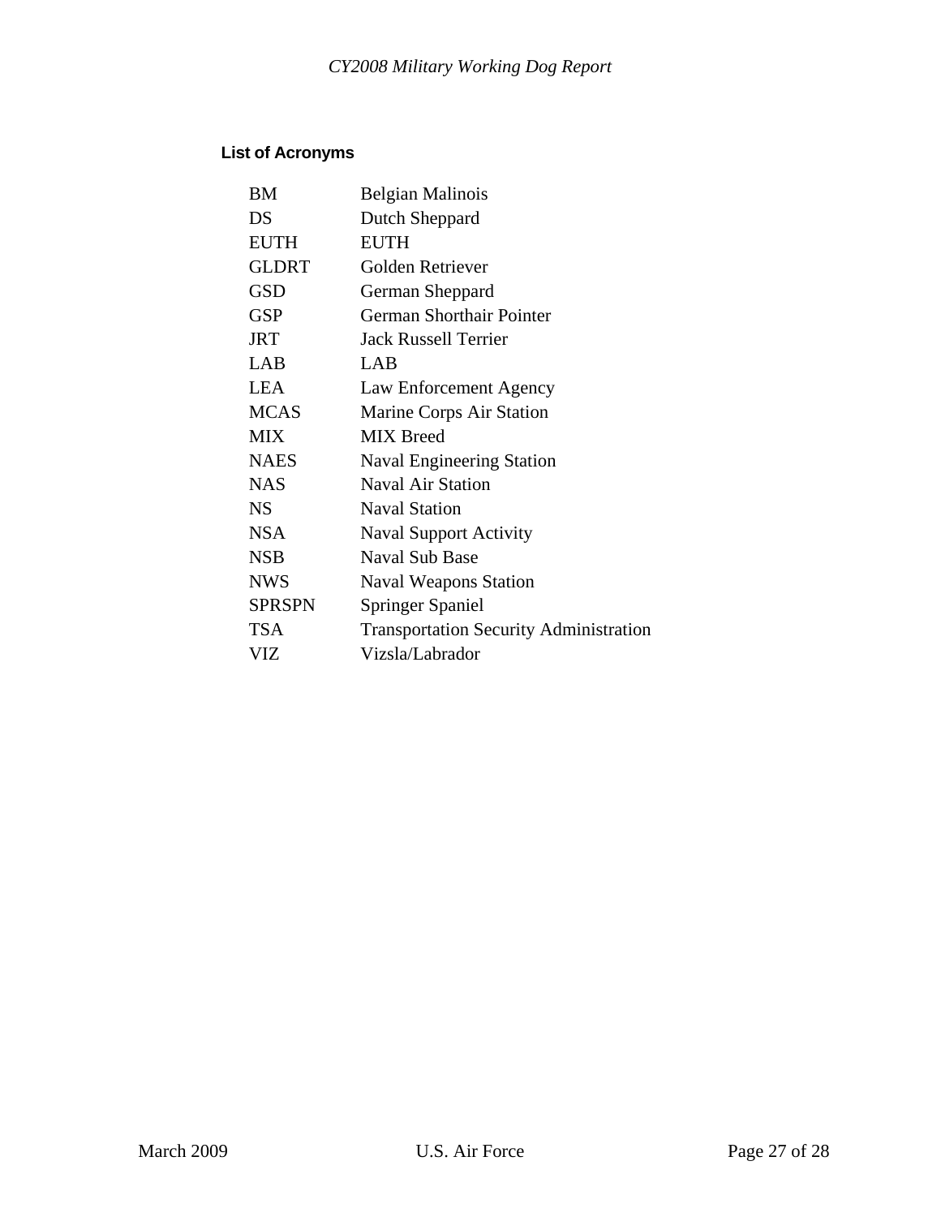### List of Acronyms

| | |
|---|---|
| BM | Belgian Malinois |
| DS | Dutch Sheppard |
| EUTH | EUTH |
| GLDRT | Golden Retriever |
| GSD | German Sheppard |
| GSP | German Shorthair Pointer |
| JRT | Jack Russell Terrier |
| LAB | LAB |
| LEA | Law Enforcement Agency |
| MCAS | Marine Corps Air Station |
| MIX | MIX Breed |
| NAES | Naval Engineering Station |
| NAS | Naval Air Station |
| NS | Naval Station |
| NSA | Naval Support Activity |
| NSB | Naval Sub Base |
| NWS | Naval Weapons Station |
| SPRSPN | Springer Spaniel |
| TSA | Transportation Security Administration |
| VIZ | Vizsla/Labrador |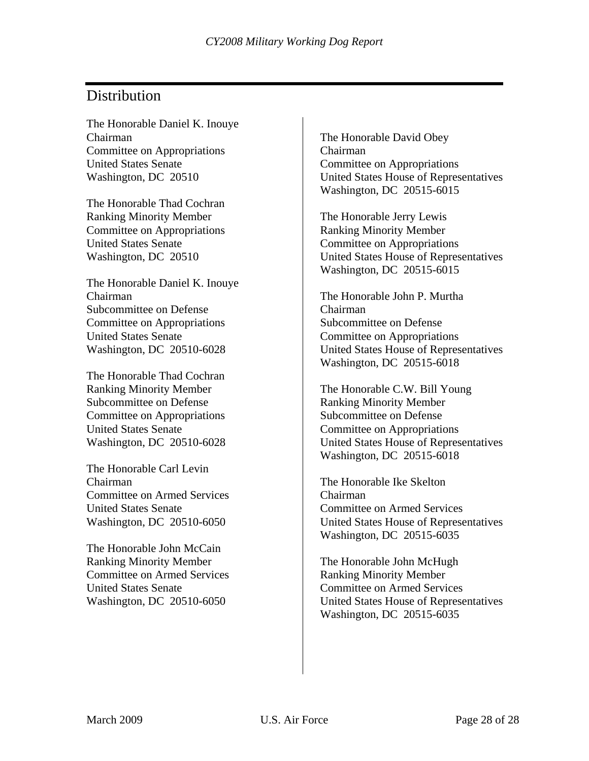# Distribution

The Honorable Daniel K. Inouye
Chairman
Committee on Appropriations
United States Senate
Washington, DC 20510

The Honorable Thad Cochran
Ranking Minority Member
Committee on Appropriations
United States Senate
Washington, DC 20510

The Honorable Daniel K. Inouye
Chairman
Subcommittee on Defense
Committee on Appropriations
United States Senate
Washington, DC 20510-6028

The Honorable Thad Cochran
Ranking Minority Member
Subcommittee on Defense
Committee on Appropriations
United States Senate
Washington, DC 20510-6028

The Honorable Carl Levin
Chairman
Committee on Armed Services
United States Senate
Washington, DC 20510-6050

The Honorable John McCain
Ranking Minority Member
Committee on Armed Services
United States Senate
Washington, DC 20510-6050

The Honorable David Obey
Chairman
Committee on Appropriations
United States House of Representatives
Washington, DC 20515-6015

The Honorable Jerry Lewis
Ranking Minority Member
Committee on Appropriations
United States House of Representatives
Washington, DC 20515-6015

The Honorable John P. Murtha
Chairman
Subcommittee on Defense
Committee on Appropriations
United States House of Representatives
Washington, DC 20515-6018

The Honorable C.W. Bill Young
Ranking Minority Member
Subcommittee on Defense
Committee on Appropriations
United States House of Representatives
Washington, DC 20515-6018

The Honorable Ike Skelton
Chairman
Committee on Armed Services
United States House of Representatives
Washington, DC 20515-6035

The Honorable John McHugh
Ranking Minority Member
Committee on Armed Services
United States House of Representatives
Washington, DC 20515-6035